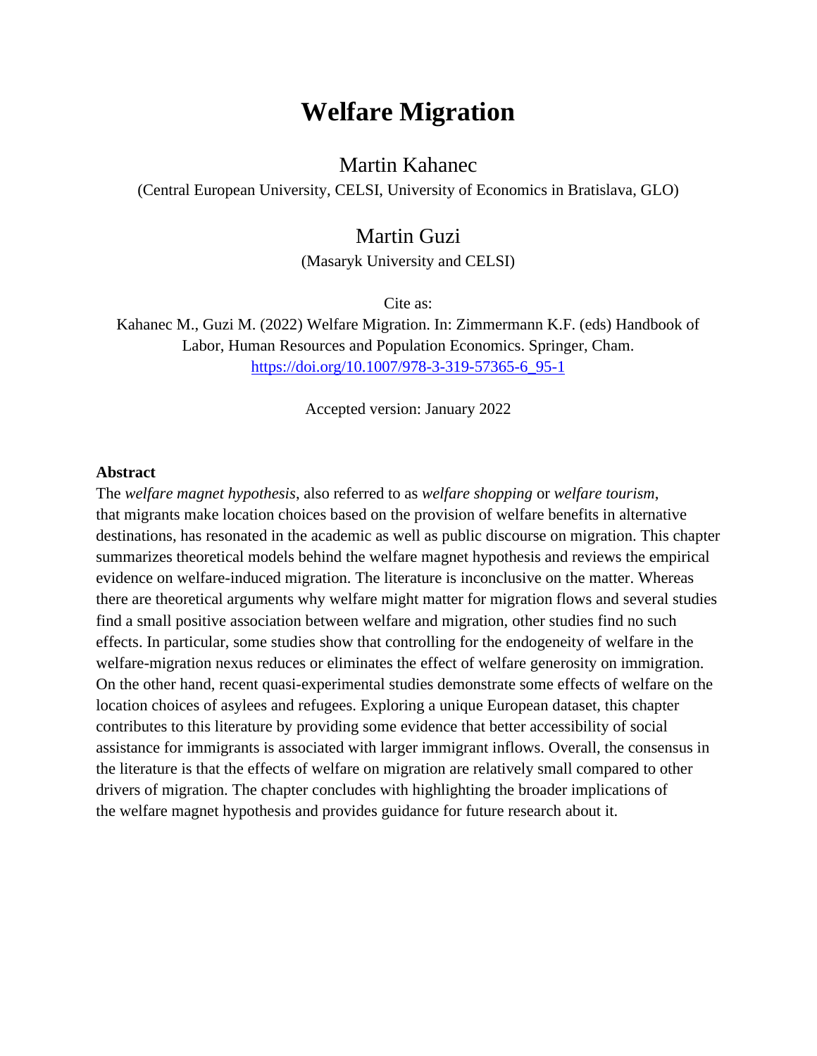# Welfare Migration

Martin Kahanec

(Central European University, CELSI, University of Economics in Bratislava, GLO)

Martin Guzi

(Masaryk University and CELSI)

Cite as:

Kahanec M., Guzi M. (2022) Welfare Migration. In: Zimmermann K.F. (eds) Handbook of Labor, Human Resources and Population Economics. Springer, Cham. https://doi.org/10.1007/978-3-319-57365-6_95-1

Accepted version: January 2022

**Abstract**

The *welfare magnet hypothesis*, also referred to as *welfare shopping* or *welfare tourism*, that migrants make location choices based on the provision of welfare benefits in alternative destinations, has resonated in the academic as well as public discourse on migration. This chapter summarizes theoretical models behind the welfare magnet hypothesis and reviews the empirical evidence on welfare-induced migration. The literature is inconclusive on the matter. Whereas there are theoretical arguments why welfare might matter for migration flows and several studies find a small positive association between welfare and migration, other studies find no such effects. In particular, some studies show that controlling for the endogeneity of welfare in the welfare-migration nexus reduces or eliminates the effect of welfare generosity on immigration. On the other hand, recent quasi-experimental studies demonstrate some effects of welfare on the location choices of asylees and refugees. Exploring a unique European dataset, this chapter contributes to this literature by providing some evidence that better accessibility of social assistance for immigrants is associated with larger immigrant inflows. Overall, the consensus in the literature is that the effects of welfare on migration are relatively small compared to other drivers of migration. The chapter concludes with highlighting the broader implications of the welfare magnet hypothesis and provides guidance for future research about it.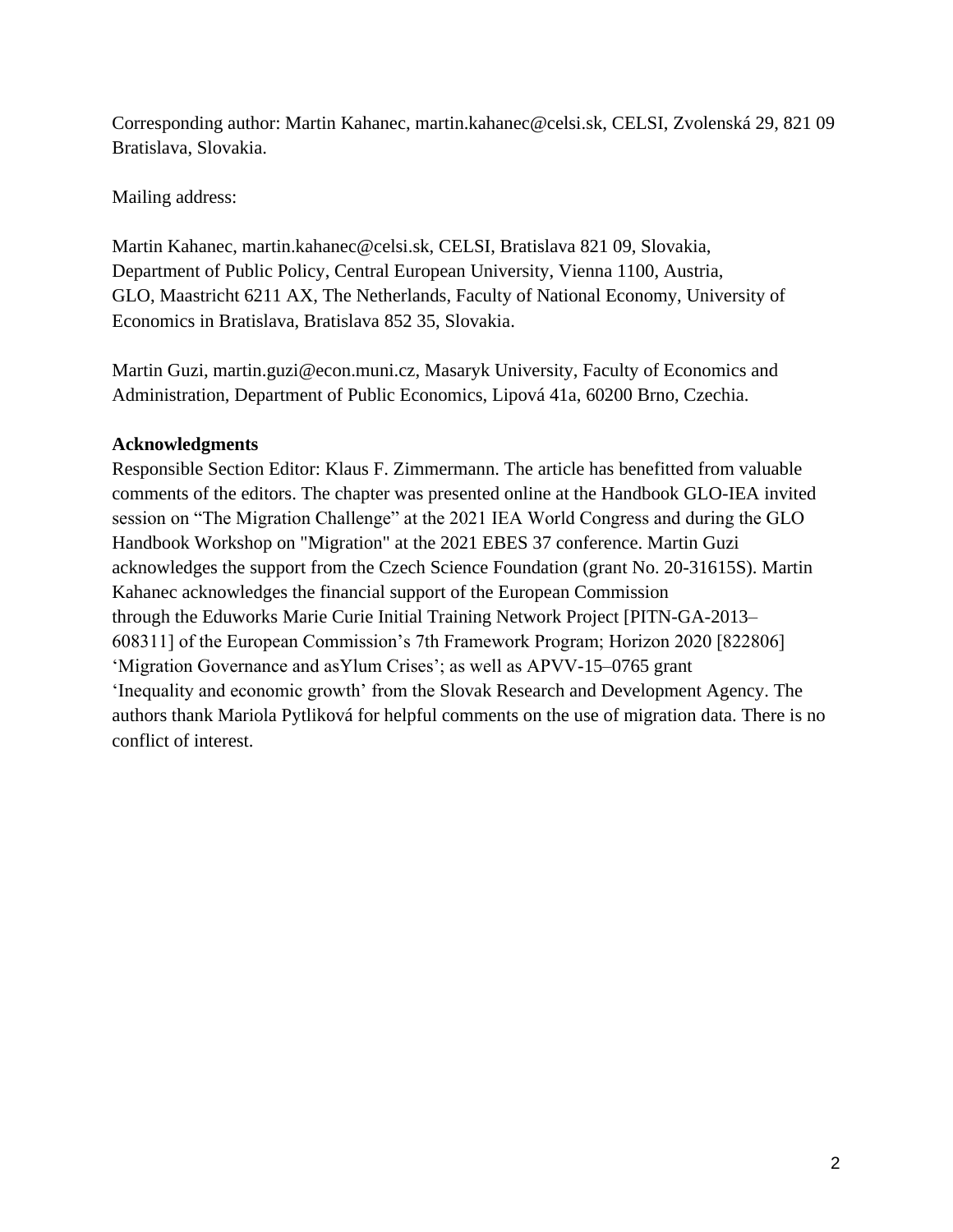Corresponding author: Martin Kahanec, martin.kahanec@celsi.sk, CELSI, Zvolenská 29, 821 09 Bratislava, Slovakia.

Mailing address:

Martin Kahanec, martin.kahanec@celsi.sk, CELSI, Bratislava 821 09, Slovakia, Department of Public Policy, Central European University, Vienna 1100, Austria, GLO, Maastricht 6211 AX, The Netherlands, Faculty of National Economy, University of Economics in Bratislava, Bratislava 852 35, Slovakia.

Martin Guzi, martin.guzi@econ.muni.cz, Masaryk University, Faculty of Economics and Administration, Department of Public Economics, Lipová 41a, 60200 Brno, Czechia.

**Acknowledgments**

Responsible Section Editor: Klaus F. Zimmermann. The article has benefitted from valuable comments of the editors. The chapter was presented online at the Handbook GLO-IEA invited session on "The Migration Challenge" at the 2021 IEA World Congress and during the GLO Handbook Workshop on "Migration" at the 2021 EBES 37 conference. Martin Guzi acknowledges the support from the Czech Science Foundation (grant No. 20-31615S). Martin Kahanec acknowledges the financial support of the European Commission through the Eduworks Marie Curie Initial Training Network Project [PITN-GA-2013–608311] of the European Commission's 7th Framework Program; Horizon 2020 [822806] 'Migration Governance and asYlum Crises'; as well as APVV-15–0765 grant 'Inequality and economic growth' from the Slovak Research and Development Agency. The authors thank Mariola Pytliková for helpful comments on the use of migration data. There is no conflict of interest.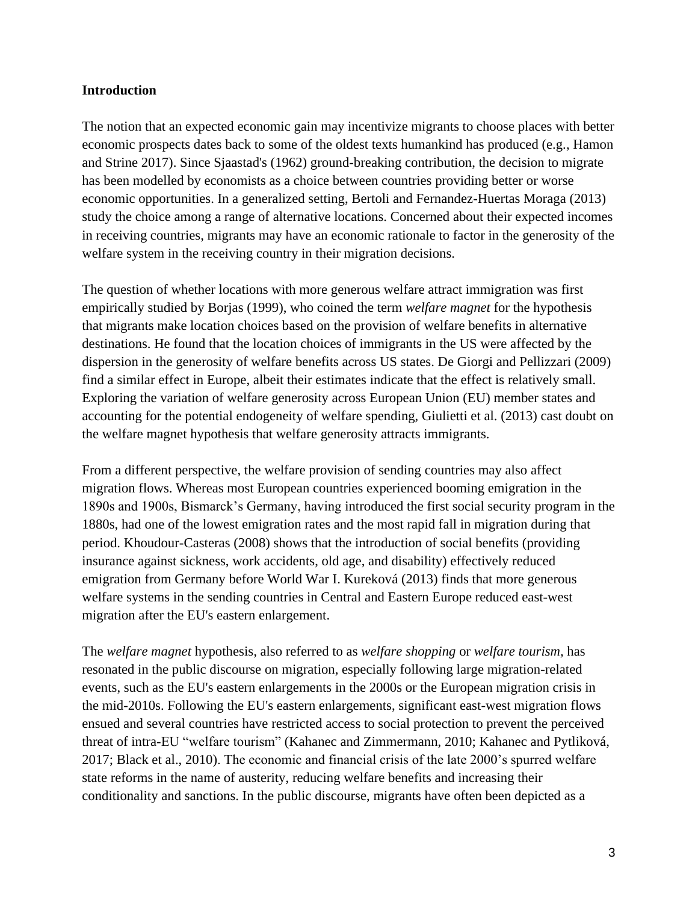**Introduction**

The notion that an expected economic gain may incentivize migrants to choose places with better economic prospects dates back to some of the oldest texts humankind has produced (e.g., Hamon and Strine 2017). Since Sjaastad's (1962) ground-breaking contribution, the decision to migrate has been modelled by economists as a choice between countries providing better or worse economic opportunities. In a generalized setting, Bertoli and Fernandez-Huertas Moraga (2013) study the choice among a range of alternative locations. Concerned about their expected incomes in receiving countries, migrants may have an economic rationale to factor in the generosity of the welfare system in the receiving country in their migration decisions.

The question of whether locations with more generous welfare attract immigration was first empirically studied by Borjas (1999), who coined the term *welfare magnet* for the hypothesis that migrants make location choices based on the provision of welfare benefits in alternative destinations. He found that the location choices of immigrants in the US were affected by the dispersion in the generosity of welfare benefits across US states. De Giorgi and Pellizzari (2009) find a similar effect in Europe, albeit their estimates indicate that the effect is relatively small. Exploring the variation of welfare generosity across European Union (EU) member states and accounting for the potential endogeneity of welfare spending, Giulietti et al. (2013) cast doubt on the welfare magnet hypothesis that welfare generosity attracts immigrants.

From a different perspective, the welfare provision of sending countries may also affect migration flows. Whereas most European countries experienced booming emigration in the 1890s and 1900s, Bismarck's Germany, having introduced the first social security program in the 1880s, had one of the lowest emigration rates and the most rapid fall in migration during that period. Khoudour-Casteras (2008) shows that the introduction of social benefits (providing insurance against sickness, work accidents, old age, and disability) effectively reduced emigration from Germany before World War I. Kureková (2013) finds that more generous welfare systems in the sending countries in Central and Eastern Europe reduced east-west migration after the EU's eastern enlargement.

The *welfare magnet* hypothesis, also referred to as *welfare shopping* or *welfare tourism,* has resonated in the public discourse on migration, especially following large migration-related events, such as the EU's eastern enlargements in the 2000s or the European migration crisis in the mid-2010s. Following the EU's eastern enlargements, significant east-west migration flows ensued and several countries have restricted access to social protection to prevent the perceived threat of intra-EU "welfare tourism" (Kahanec and Zimmermann, 2010; Kahanec and Pytliková, 2017; Black et al., 2010). The economic and financial crisis of the late 2000's spurred welfare state reforms in the name of austerity, reducing welfare benefits and increasing their conditionality and sanctions. In the public discourse, migrants have often been depicted as a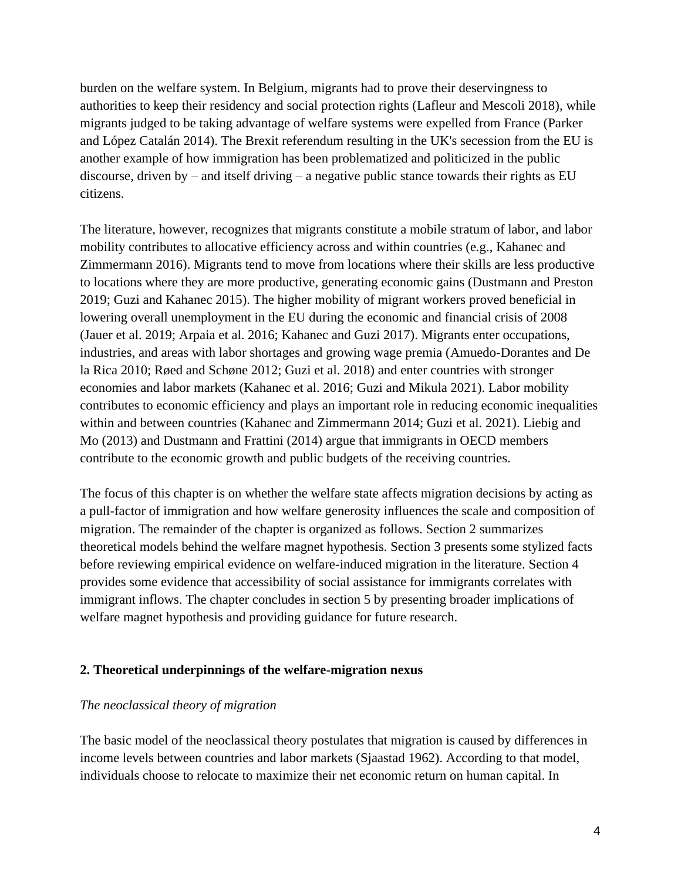burden on the welfare system. In Belgium, migrants had to prove their deservingness to authorities to keep their residency and social protection rights (Lafleur and Mescoli 2018), while migrants judged to be taking advantage of welfare systems were expelled from France (Parker and López Catalán 2014). The Brexit referendum resulting in the UK's secession from the EU is another example of how immigration has been problematized and politicized in the public discourse, driven by – and itself driving – a negative public stance towards their rights as EU citizens.

The literature, however, recognizes that migrants constitute a mobile stratum of labor, and labor mobility contributes to allocative efficiency across and within countries (e.g., Kahanec and Zimmermann 2016). Migrants tend to move from locations where their skills are less productive to locations where they are more productive, generating economic gains (Dustmann and Preston 2019; Guzi and Kahanec 2015). The higher mobility of migrant workers proved beneficial in lowering overall unemployment in the EU during the economic and financial crisis of 2008 (Jauer et al. 2019; Arpaia et al. 2016; Kahanec and Guzi 2017). Migrants enter occupations, industries, and areas with labor shortages and growing wage premia (Amuedo-Dorantes and De la Rica 2010; Røed and Schøne 2012; Guzi et al. 2018) and enter countries with stronger economies and labor markets (Kahanec et al. 2016; Guzi and Mikula 2021). Labor mobility contributes to economic efficiency and plays an important role in reducing economic inequalities within and between countries (Kahanec and Zimmermann 2014; Guzi et al. 2021). Liebig and Mo (2013) and Dustmann and Frattini (2014) argue that immigrants in OECD members contribute to the economic growth and public budgets of the receiving countries.

The focus of this chapter is on whether the welfare state affects migration decisions by acting as a pull-factor of immigration and how welfare generosity influences the scale and composition of migration. The remainder of the chapter is organized as follows. Section 2 summarizes theoretical models behind the welfare magnet hypothesis. Section 3 presents some stylized facts before reviewing empirical evidence on welfare-induced migration in the literature. Section 4 provides some evidence that accessibility of social assistance for immigrants correlates with immigrant inflows. The chapter concludes in section 5 by presenting broader implications of welfare magnet hypothesis and providing guidance for future research.

## 2. Theoretical underpinnings of the welfare-migration nexus

*The neoclassical theory of migration*

The basic model of the neoclassical theory postulates that migration is caused by differences in income levels between countries and labor markets (Sjaastad 1962). According to that model, individuals choose to relocate to maximize their net economic return on human capital. In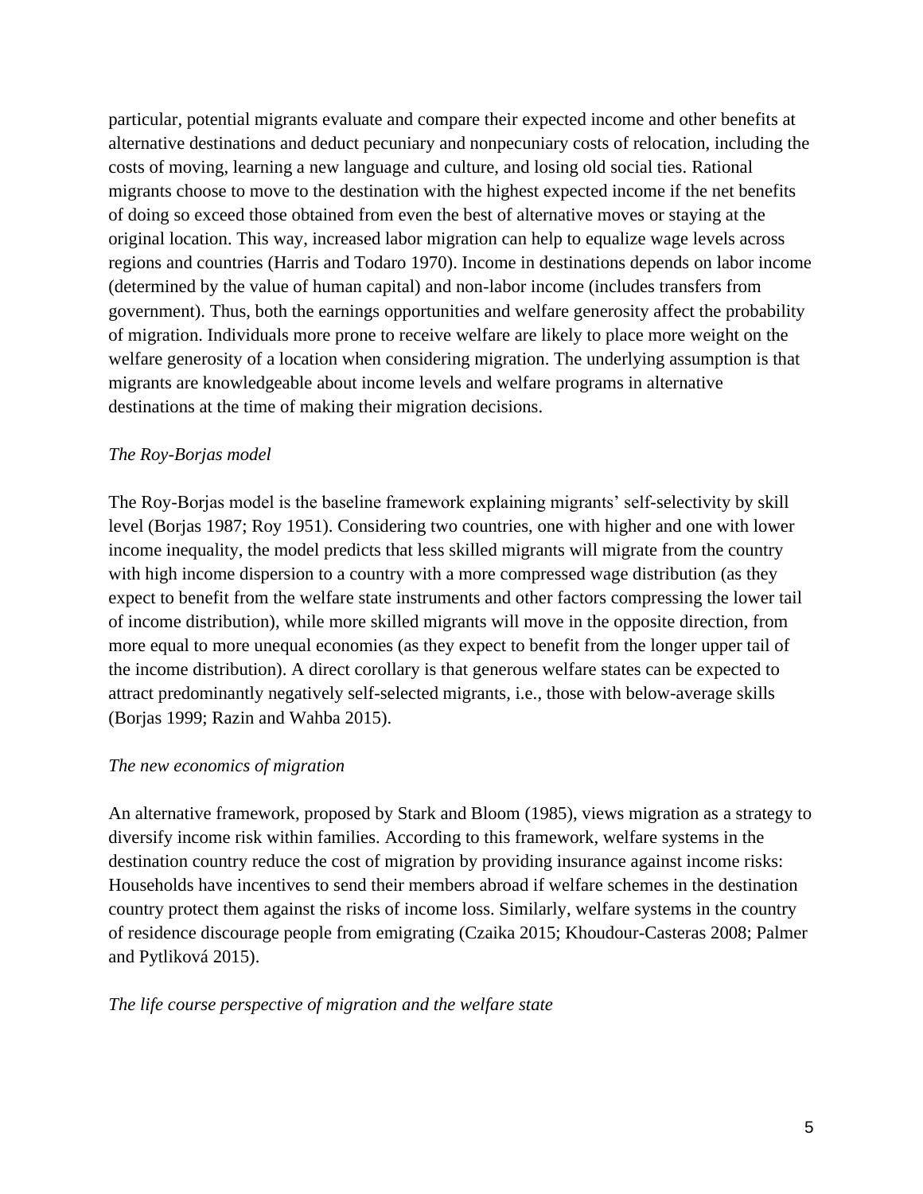particular, potential migrants evaluate and compare their expected income and other benefits at alternative destinations and deduct pecuniary and nonpecuniary costs of relocation, including the costs of moving, learning a new language and culture, and losing old social ties. Rational migrants choose to move to the destination with the highest expected income if the net benefits of doing so exceed those obtained from even the best of alternative moves or staying at the original location. This way, increased labor migration can help to equalize wage levels across regions and countries (Harris and Todaro 1970). Income in destinations depends on labor income (determined by the value of human capital) and non-labor income (includes transfers from government). Thus, both the earnings opportunities and welfare generosity affect the probability of migration. Individuals more prone to receive welfare are likely to place more weight on the welfare generosity of a location when considering migration. The underlying assumption is that migrants are knowledgeable about income levels and welfare programs in alternative destinations at the time of making their migration decisions.

*The Roy-Borjas model*

The Roy-Borjas model is the baseline framework explaining migrants' self-selectivity by skill level (Borjas 1987; Roy 1951). Considering two countries, one with higher and one with lower income inequality, the model predicts that less skilled migrants will migrate from the country with high income dispersion to a country with a more compressed wage distribution (as they expect to benefit from the welfare state instruments and other factors compressing the lower tail of income distribution), while more skilled migrants will move in the opposite direction, from more equal to more unequal economies (as they expect to benefit from the longer upper tail of the income distribution). A direct corollary is that generous welfare states can be expected to attract predominantly negatively self-selected migrants, i.e., those with below-average skills (Borjas 1999; Razin and Wahba 2015).

*The new economics of migration*

An alternative framework, proposed by Stark and Bloom (1985), views migration as a strategy to diversify income risk within families. According to this framework, welfare systems in the destination country reduce the cost of migration by providing insurance against income risks: Households have incentives to send their members abroad if welfare schemes in the destination country protect them against the risks of income loss. Similarly, welfare systems in the country of residence discourage people from emigrating (Czaika 2015; Khoudour-Casteras 2008; Palmer and Pytliková 2015).

*The life course perspective of migration and the welfare state*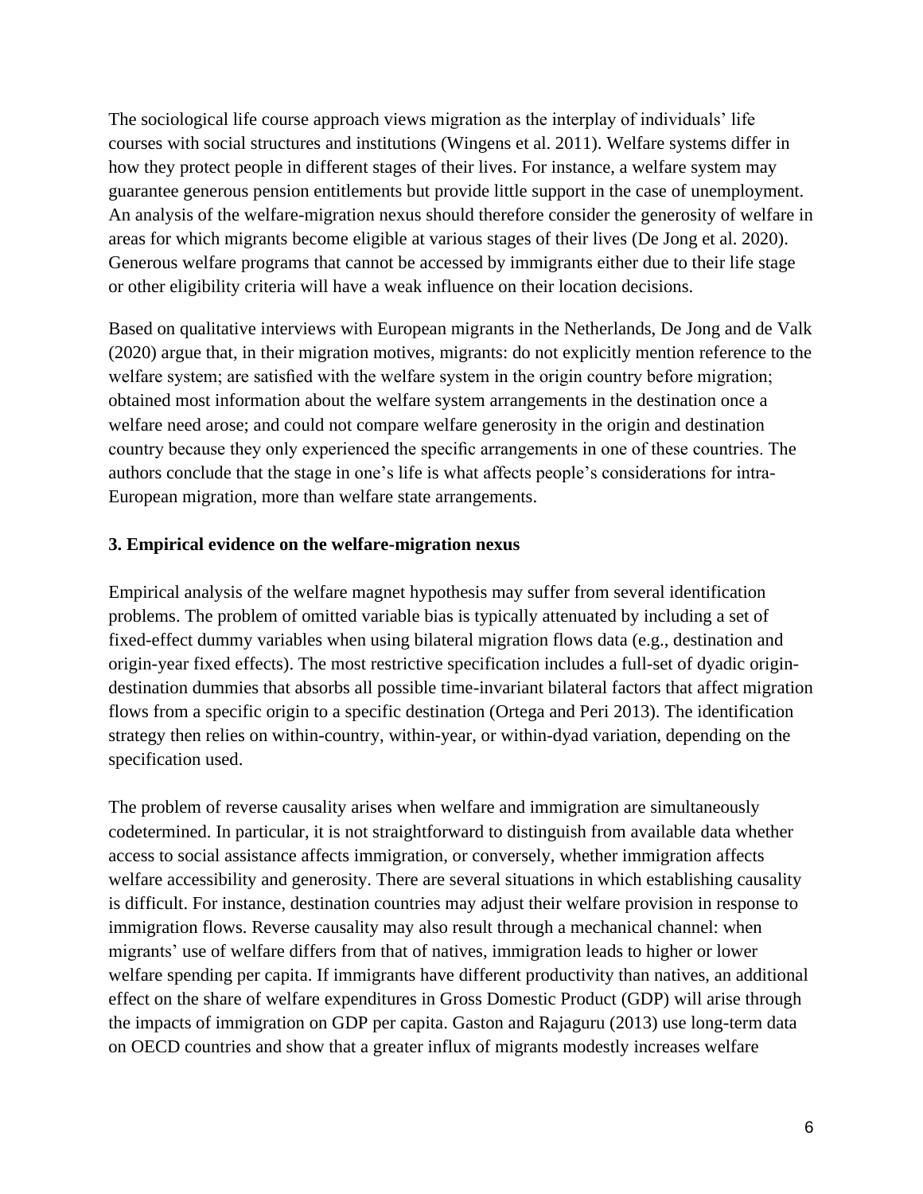The sociological life course approach views migration as the interplay of individuals' life courses with social structures and institutions (Wingens et al. 2011). Welfare systems differ in how they protect people in different stages of their lives. For instance, a welfare system may guarantee generous pension entitlements but provide little support in the case of unemployment. An analysis of the welfare-migration nexus should therefore consider the generosity of welfare in areas for which migrants become eligible at various stages of their lives (De Jong et al. 2020). Generous welfare programs that cannot be accessed by immigrants either due to their life stage or other eligibility criteria will have a weak influence on their location decisions.

Based on qualitative interviews with European migrants in the Netherlands, De Jong and de Valk (2020) argue that, in their migration motives, migrants: do not explicitly mention reference to the welfare system; are satisfied with the welfare system in the origin country before migration; obtained most information about the welfare system arrangements in the destination once a welfare need arose; and could not compare welfare generosity in the origin and destination country because they only experienced the specific arrangements in one of these countries. The authors conclude that the stage in one's life is what affects people's considerations for intra-European migration, more than welfare state arrangements.

## 3. Empirical evidence on the welfare-migration nexus

Empirical analysis of the welfare magnet hypothesis may suffer from several identification problems. The problem of omitted variable bias is typically attenuated by including a set of fixed-effect dummy variables when using bilateral migration flows data (e.g., destination and origin-year fixed effects). The most restrictive specification includes a full-set of dyadic origin-destination dummies that absorbs all possible time-invariant bilateral factors that affect migration flows from a specific origin to a specific destination (Ortega and Peri 2013). The identification strategy then relies on within-country, within-year, or within-dyad variation, depending on the specification used.

The problem of reverse causality arises when welfare and immigration are simultaneously codetermined. In particular, it is not straightforward to distinguish from available data whether access to social assistance affects immigration, or conversely, whether immigration affects welfare accessibility and generosity. There are several situations in which establishing causality is difficult. For instance, destination countries may adjust their welfare provision in response to immigration flows. Reverse causality may also result through a mechanical channel: when migrants' use of welfare differs from that of natives, immigration leads to higher or lower welfare spending per capita. If immigrants have different productivity than natives, an additional effect on the share of welfare expenditures in Gross Domestic Product (GDP) will arise through the impacts of immigration on GDP per capita. Gaston and Rajaguru (2013) use long-term data on OECD countries and show that a greater influx of migrants modestly increases welfare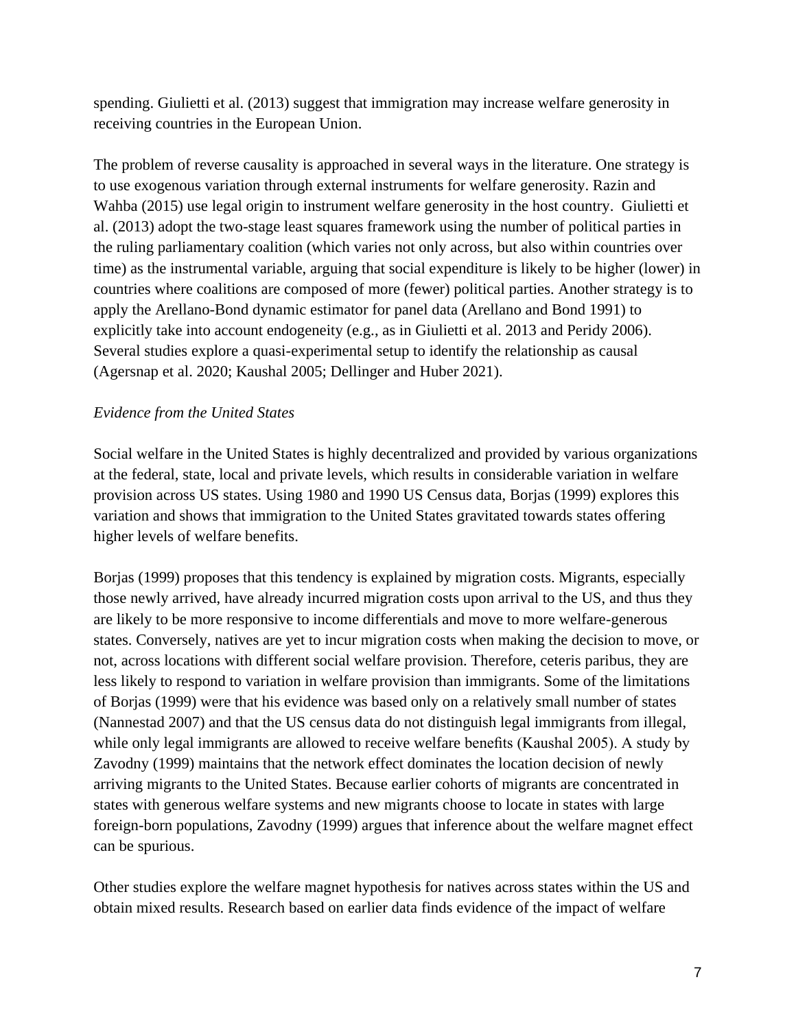spending. Giulietti et al. (2013) suggest that immigration may increase welfare generosity in receiving countries in the European Union.

The problem of reverse causality is approached in several ways in the literature. One strategy is to use exogenous variation through external instruments for welfare generosity. Razin and Wahba (2015) use legal origin to instrument welfare generosity in the host country. Giulietti et al. (2013) adopt the two-stage least squares framework using the number of political parties in the ruling parliamentary coalition (which varies not only across, but also within countries over time) as the instrumental variable, arguing that social expenditure is likely to be higher (lower) in countries where coalitions are composed of more (fewer) political parties. Another strategy is to apply the Arellano-Bond dynamic estimator for panel data (Arellano and Bond 1991) to explicitly take into account endogeneity (e.g., as in Giulietti et al. 2013 and Peridy 2006). Several studies explore a quasi-experimental setup to identify the relationship as causal (Agersnap et al. 2020; Kaushal 2005; Dellinger and Huber 2021).

*Evidence from the United States*

Social welfare in the United States is highly decentralized and provided by various organizations at the federal, state, local and private levels, which results in considerable variation in welfare provision across US states. Using 1980 and 1990 US Census data, Borjas (1999) explores this variation and shows that immigration to the United States gravitated towards states offering higher levels of welfare benefits.

Borjas (1999) proposes that this tendency is explained by migration costs. Migrants, especially those newly arrived, have already incurred migration costs upon arrival to the US, and thus they are likely to be more responsive to income differentials and move to more welfare-generous states. Conversely, natives are yet to incur migration costs when making the decision to move, or not, across locations with different social welfare provision. Therefore, ceteris paribus, they are less likely to respond to variation in welfare provision than immigrants. Some of the limitations of Borjas (1999) were that his evidence was based only on a relatively small number of states (Nannestad 2007) and that the US census data do not distinguish legal immigrants from illegal, while only legal immigrants are allowed to receive welfare benefits (Kaushal 2005). A study by Zavodny (1999) maintains that the network effect dominates the location decision of newly arriving migrants to the United States. Because earlier cohorts of migrants are concentrated in states with generous welfare systems and new migrants choose to locate in states with large foreign-born populations, Zavodny (1999) argues that inference about the welfare magnet effect can be spurious.

Other studies explore the welfare magnet hypothesis for natives across states within the US and obtain mixed results. Research based on earlier data finds evidence of the impact of welfare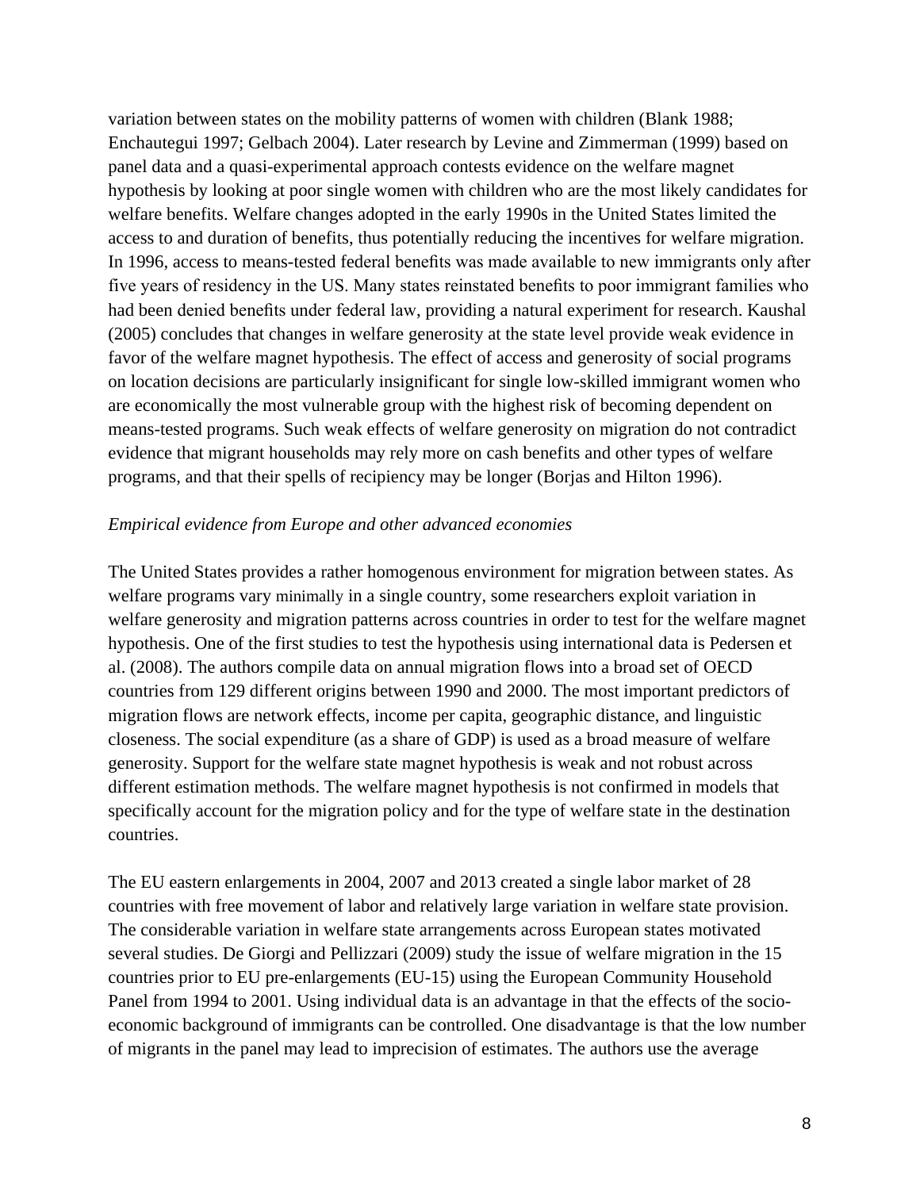variation between states on the mobility patterns of women with children (Blank 1988; Enchautegui 1997; Gelbach 2004). Later research by Levine and Zimmerman (1999) based on panel data and a quasi-experimental approach contests evidence on the welfare magnet hypothesis by looking at poor single women with children who are the most likely candidates for welfare benefits. Welfare changes adopted in the early 1990s in the United States limited the access to and duration of benefits, thus potentially reducing the incentives for welfare migration. In 1996, access to means-tested federal benefits was made available to new immigrants only after five years of residency in the US. Many states reinstated benefits to poor immigrant families who had been denied benefits under federal law, providing a natural experiment for research. Kaushal (2005) concludes that changes in welfare generosity at the state level provide weak evidence in favor of the welfare magnet hypothesis. The effect of access and generosity of social programs on location decisions are particularly insignificant for single low-skilled immigrant women who are economically the most vulnerable group with the highest risk of becoming dependent on means-tested programs. Such weak effects of welfare generosity on migration do not contradict evidence that migrant households may rely more on cash benefits and other types of welfare programs, and that their spells of recipiency may be longer (Borjas and Hilton 1996).

*Empirical evidence from Europe and other advanced economies*

The United States provides a rather homogenous environment for migration between states. As welfare programs vary minimally in a single country, some researchers exploit variation in welfare generosity and migration patterns across countries in order to test for the welfare magnet hypothesis. One of the first studies to test the hypothesis using international data is Pedersen et al. (2008). The authors compile data on annual migration flows into a broad set of OECD countries from 129 different origins between 1990 and 2000. The most important predictors of migration flows are network effects, income per capita, geographic distance, and linguistic closeness. The social expenditure (as a share of GDP) is used as a broad measure of welfare generosity. Support for the welfare state magnet hypothesis is weak and not robust across different estimation methods. The welfare magnet hypothesis is not confirmed in models that specifically account for the migration policy and for the type of welfare state in the destination countries.

The EU eastern enlargements in 2004, 2007 and 2013 created a single labor market of 28 countries with free movement of labor and relatively large variation in welfare state provision. The considerable variation in welfare state arrangements across European states motivated several studies. De Giorgi and Pellizzari (2009) study the issue of welfare migration in the 15 countries prior to EU pre-enlargements (EU-15) using the European Community Household Panel from 1994 to 2001. Using individual data is an advantage in that the effects of the socio-economic background of immigrants can be controlled. One disadvantage is that the low number of migrants in the panel may lead to imprecision of estimates. The authors use the average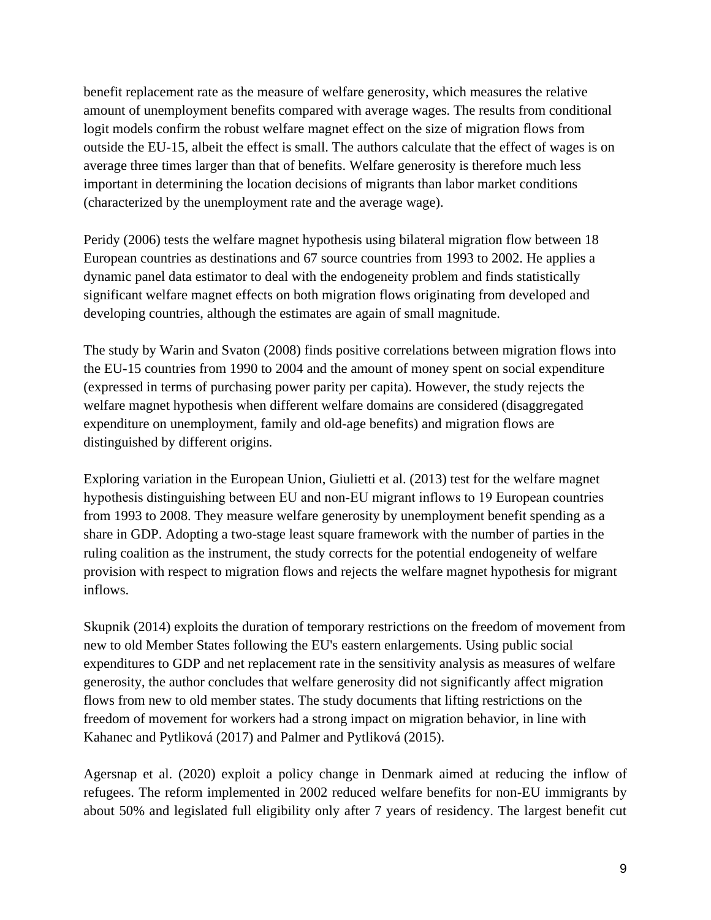benefit replacement rate as the measure of welfare generosity, which measures the relative amount of unemployment benefits compared with average wages. The results from conditional logit models confirm the robust welfare magnet effect on the size of migration flows from outside the EU-15, albeit the effect is small. The authors calculate that the effect of wages is on average three times larger than that of benefits. Welfare generosity is therefore much less important in determining the location decisions of migrants than labor market conditions (characterized by the unemployment rate and the average wage).

Peridy (2006) tests the welfare magnet hypothesis using bilateral migration flow between 18 European countries as destinations and 67 source countries from 1993 to 2002. He applies a dynamic panel data estimator to deal with the endogeneity problem and finds statistically significant welfare magnet effects on both migration flows originating from developed and developing countries, although the estimates are again of small magnitude.

The study by Warin and Svaton (2008) finds positive correlations between migration flows into the EU-15 countries from 1990 to 2004 and the amount of money spent on social expenditure (expressed in terms of purchasing power parity per capita). However, the study rejects the welfare magnet hypothesis when different welfare domains are considered (disaggregated expenditure on unemployment, family and old-age benefits) and migration flows are distinguished by different origins.

Exploring variation in the European Union, Giulietti et al. (2013) test for the welfare magnet hypothesis distinguishing between EU and non-EU migrant inflows to 19 European countries from 1993 to 2008. They measure welfare generosity by unemployment benefit spending as a share in GDP. Adopting a two-stage least square framework with the number of parties in the ruling coalition as the instrument, the study corrects for the potential endogeneity of welfare provision with respect to migration flows and rejects the welfare magnet hypothesis for migrant inflows.

Skupnik (2014) exploits the duration of temporary restrictions on the freedom of movement from new to old Member States following the EU's eastern enlargements. Using public social expenditures to GDP and net replacement rate in the sensitivity analysis as measures of welfare generosity, the author concludes that welfare generosity did not significantly affect migration flows from new to old member states. The study documents that lifting restrictions on the freedom of movement for workers had a strong impact on migration behavior, in line with Kahanec and Pytliková (2017) and Palmer and Pytliková (2015).

Agersnap et al. (2020) exploit a policy change in Denmark aimed at reducing the inflow of refugees. The reform implemented in 2002 reduced welfare benefits for non-EU immigrants by about 50% and legislated full eligibility only after 7 years of residency. The largest benefit cut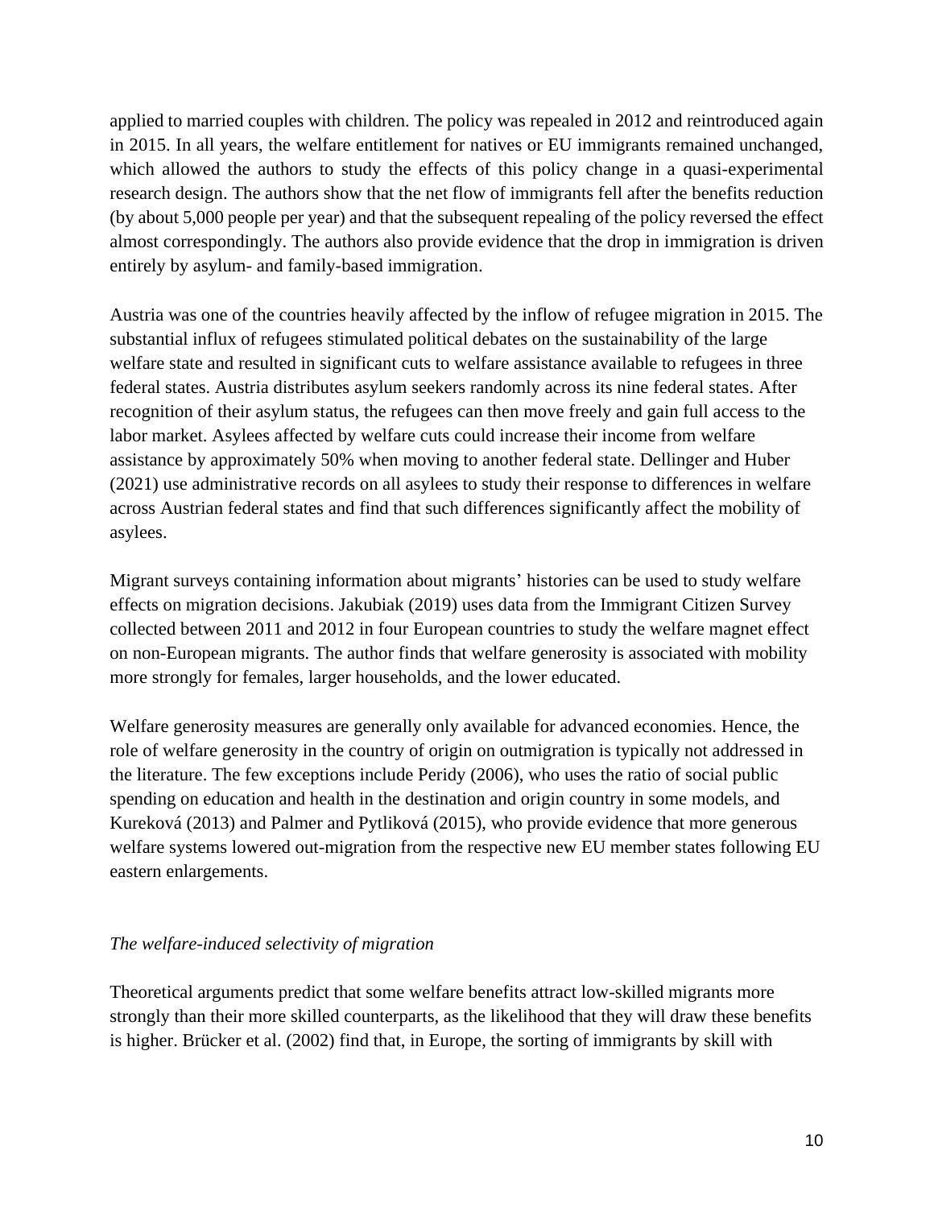applied to married couples with children. The policy was repealed in 2012 and reintroduced again in 2015. In all years, the welfare entitlement for natives or EU immigrants remained unchanged, which allowed the authors to study the effects of this policy change in a quasi-experimental research design. The authors show that the net flow of immigrants fell after the benefits reduction (by about 5,000 people per year) and that the subsequent repealing of the policy reversed the effect almost correspondingly. The authors also provide evidence that the drop in immigration is driven entirely by asylum- and family-based immigration.

Austria was one of the countries heavily affected by the inflow of refugee migration in 2015. The substantial influx of refugees stimulated political debates on the sustainability of the large welfare state and resulted in significant cuts to welfare assistance available to refugees in three federal states. Austria distributes asylum seekers randomly across its nine federal states. After recognition of their asylum status, the refugees can then move freely and gain full access to the labor market. Asylees affected by welfare cuts could increase their income from welfare assistance by approximately 50% when moving to another federal state. Dellinger and Huber (2021) use administrative records on all asylees to study their response to differences in welfare across Austrian federal states and find that such differences significantly affect the mobility of asylees.

Migrant surveys containing information about migrants' histories can be used to study welfare effects on migration decisions. Jakubiak (2019) uses data from the Immigrant Citizen Survey collected between 2011 and 2012 in four European countries to study the welfare magnet effect on non-European migrants. The author finds that welfare generosity is associated with mobility more strongly for females, larger households, and the lower educated.

Welfare generosity measures are generally only available for advanced economies. Hence, the role of welfare generosity in the country of origin on outmigration is typically not addressed in the literature. The few exceptions include Peridy (2006), who uses the ratio of social public spending on education and health in the destination and origin country in some models, and Kureková (2013) and Palmer and Pytliková (2015), who provide evidence that more generous welfare systems lowered out-migration from the respective new EU member states following EU eastern enlargements.

*The welfare-induced selectivity of migration*

Theoretical arguments predict that some welfare benefits attract low-skilled migrants more strongly than their more skilled counterparts, as the likelihood that they will draw these benefits is higher. Brücker et al. (2002) find that, in Europe, the sorting of immigrants by skill with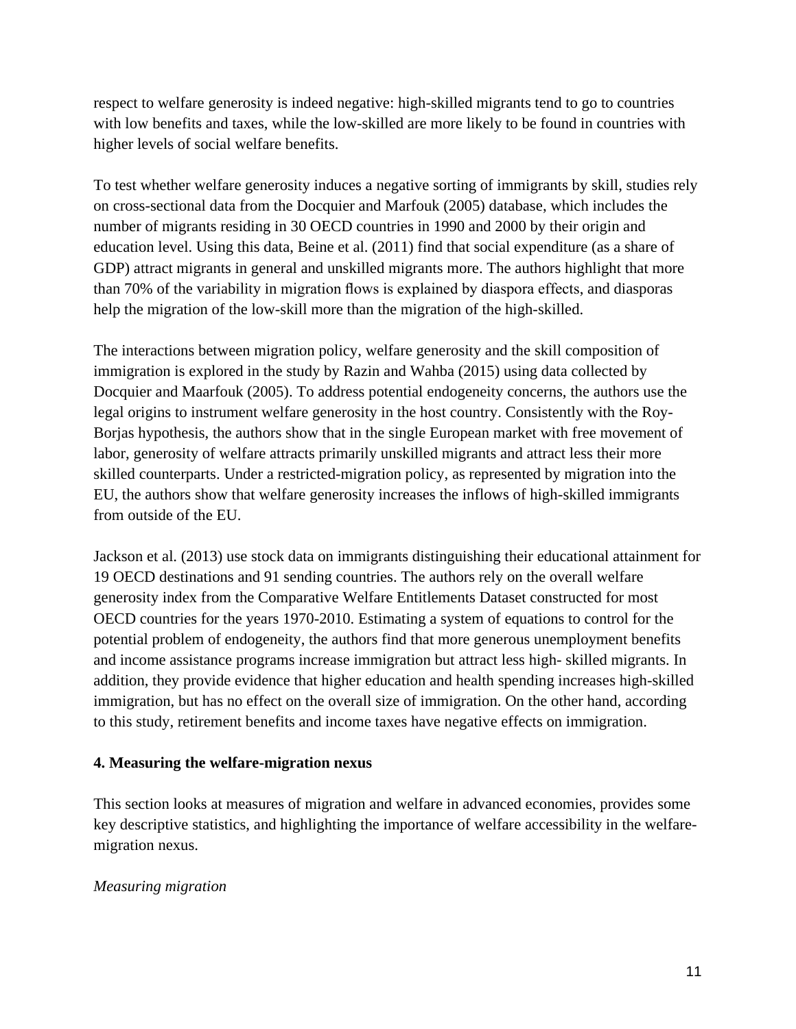respect to welfare generosity is indeed negative: high-skilled migrants tend to go to countries with low benefits and taxes, while the low-skilled are more likely to be found in countries with higher levels of social welfare benefits.

To test whether welfare generosity induces a negative sorting of immigrants by skill, studies rely on cross-sectional data from the Docquier and Marfouk (2005) database, which includes the number of migrants residing in 30 OECD countries in 1990 and 2000 by their origin and education level. Using this data, Beine et al. (2011) find that social expenditure (as a share of GDP) attract migrants in general and unskilled migrants more. The authors highlight that more than 70% of the variability in migration flows is explained by diaspora effects, and diasporas help the migration of the low-skill more than the migration of the high-skilled.

The interactions between migration policy, welfare generosity and the skill composition of immigration is explored in the study by Razin and Wahba (2015) using data collected by Docquier and Maarfouk (2005). To address potential endogeneity concerns, the authors use the legal origins to instrument welfare generosity in the host country. Consistently with the Roy-Borjas hypothesis, the authors show that in the single European market with free movement of labor, generosity of welfare attracts primarily unskilled migrants and attract less their more skilled counterparts. Under a restricted-migration policy, as represented by migration into the EU, the authors show that welfare generosity increases the inflows of high-skilled immigrants from outside of the EU.

Jackson et al. (2013) use stock data on immigrants distinguishing their educational attainment for 19 OECD destinations and 91 sending countries. The authors rely on the overall welfare generosity index from the Comparative Welfare Entitlements Dataset constructed for most OECD countries for the years 1970-2010. Estimating a system of equations to control for the potential problem of endogeneity, the authors find that more generous unemployment benefits and income assistance programs increase immigration but attract less high- skilled migrants. In addition, they provide evidence that higher education and health spending increases high-skilled immigration, but has no effect on the overall size of immigration. On the other hand, according to this study, retirement benefits and income taxes have negative effects on immigration.

## 4. Measuring the welfare-migration nexus

This section looks at measures of migration and welfare in advanced economies, provides some key descriptive statistics, and highlighting the importance of welfare accessibility in the welfare-migration nexus.

### *Measuring migration*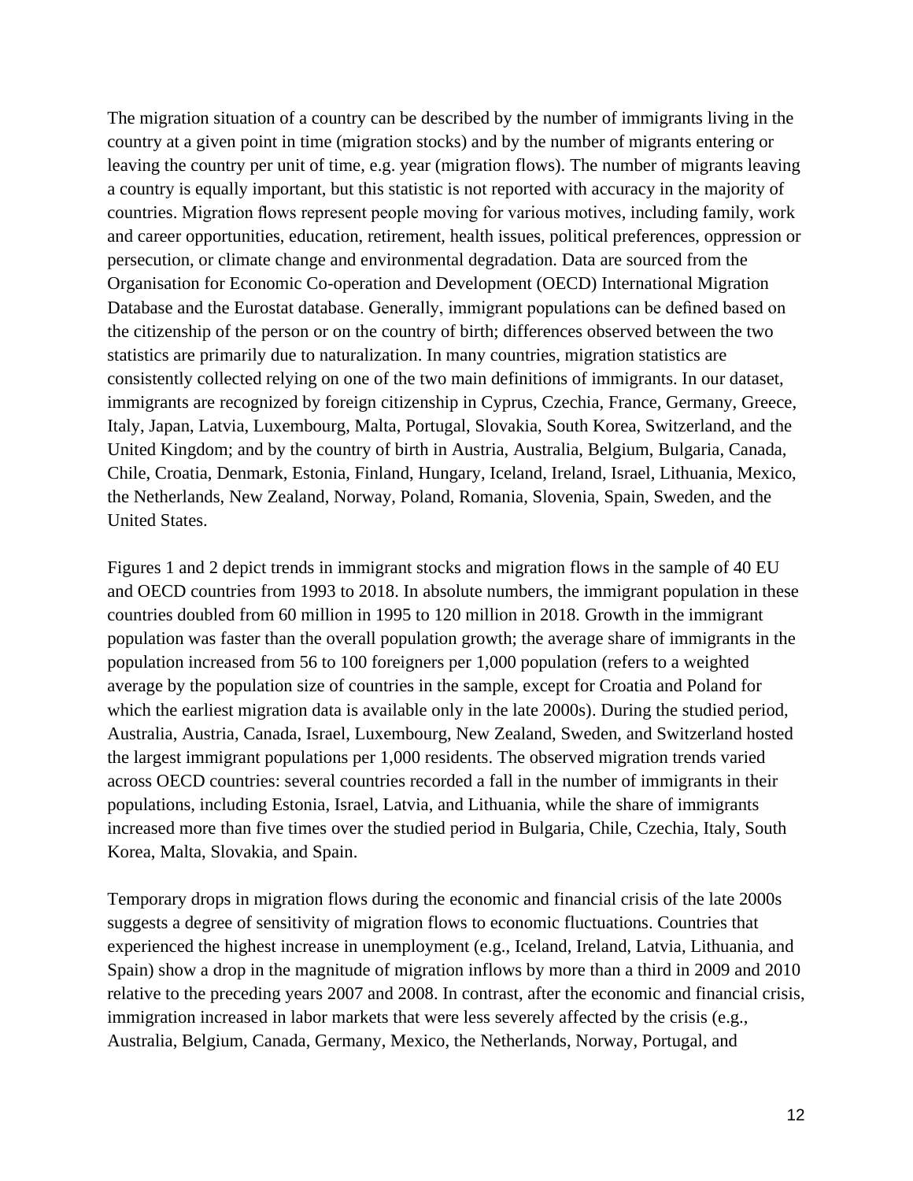The migration situation of a country can be described by the number of immigrants living in the country at a given point in time (migration stocks) and by the number of migrants entering or leaving the country per unit of time, e.g. year (migration flows). The number of migrants leaving a country is equally important, but this statistic is not reported with accuracy in the majority of countries. Migration flows represent people moving for various motives, including family, work and career opportunities, education, retirement, health issues, political preferences, oppression or persecution, or climate change and environmental degradation. Data are sourced from the Organisation for Economic Co-operation and Development (OECD) International Migration Database and the Eurostat database. Generally, immigrant populations can be defined based on the citizenship of the person or on the country of birth; differences observed between the two statistics are primarily due to naturalization. In many countries, migration statistics are consistently collected relying on one of the two main definitions of immigrants. In our dataset, immigrants are recognized by foreign citizenship in Cyprus, Czechia, France, Germany, Greece, Italy, Japan, Latvia, Luxembourg, Malta, Portugal, Slovakia, South Korea, Switzerland, and the United Kingdom; and by the country of birth in Austria, Australia, Belgium, Bulgaria, Canada, Chile, Croatia, Denmark, Estonia, Finland, Hungary, Iceland, Ireland, Israel, Lithuania, Mexico, the Netherlands, New Zealand, Norway, Poland, Romania, Slovenia, Spain, Sweden, and the United States.

Figures 1 and 2 depict trends in immigrant stocks and migration flows in the sample of 40 EU and OECD countries from 1993 to 2018. In absolute numbers, the immigrant population in these countries doubled from 60 million in 1995 to 120 million in 2018. Growth in the immigrant population was faster than the overall population growth; the average share of immigrants in the population increased from 56 to 100 foreigners per 1,000 population (refers to a weighted average by the population size of countries in the sample, except for Croatia and Poland for which the earliest migration data is available only in the late 2000s). During the studied period, Australia, Austria, Canada, Israel, Luxembourg, New Zealand, Sweden, and Switzerland hosted the largest immigrant populations per 1,000 residents. The observed migration trends varied across OECD countries: several countries recorded a fall in the number of immigrants in their populations, including Estonia, Israel, Latvia, and Lithuania, while the share of immigrants increased more than five times over the studied period in Bulgaria, Chile, Czechia, Italy, South Korea, Malta, Slovakia, and Spain.

Temporary drops in migration flows during the economic and financial crisis of the late 2000s suggests a degree of sensitivity of migration flows to economic fluctuations. Countries that experienced the highest increase in unemployment (e.g., Iceland, Ireland, Latvia, Lithuania, and Spain) show a drop in the magnitude of migration inflows by more than a third in 2009 and 2010 relative to the preceding years 2007 and 2008. In contrast, after the economic and financial crisis, immigration increased in labor markets that were less severely affected by the crisis (e.g., Australia, Belgium, Canada, Germany, Mexico, the Netherlands, Norway, Portugal, and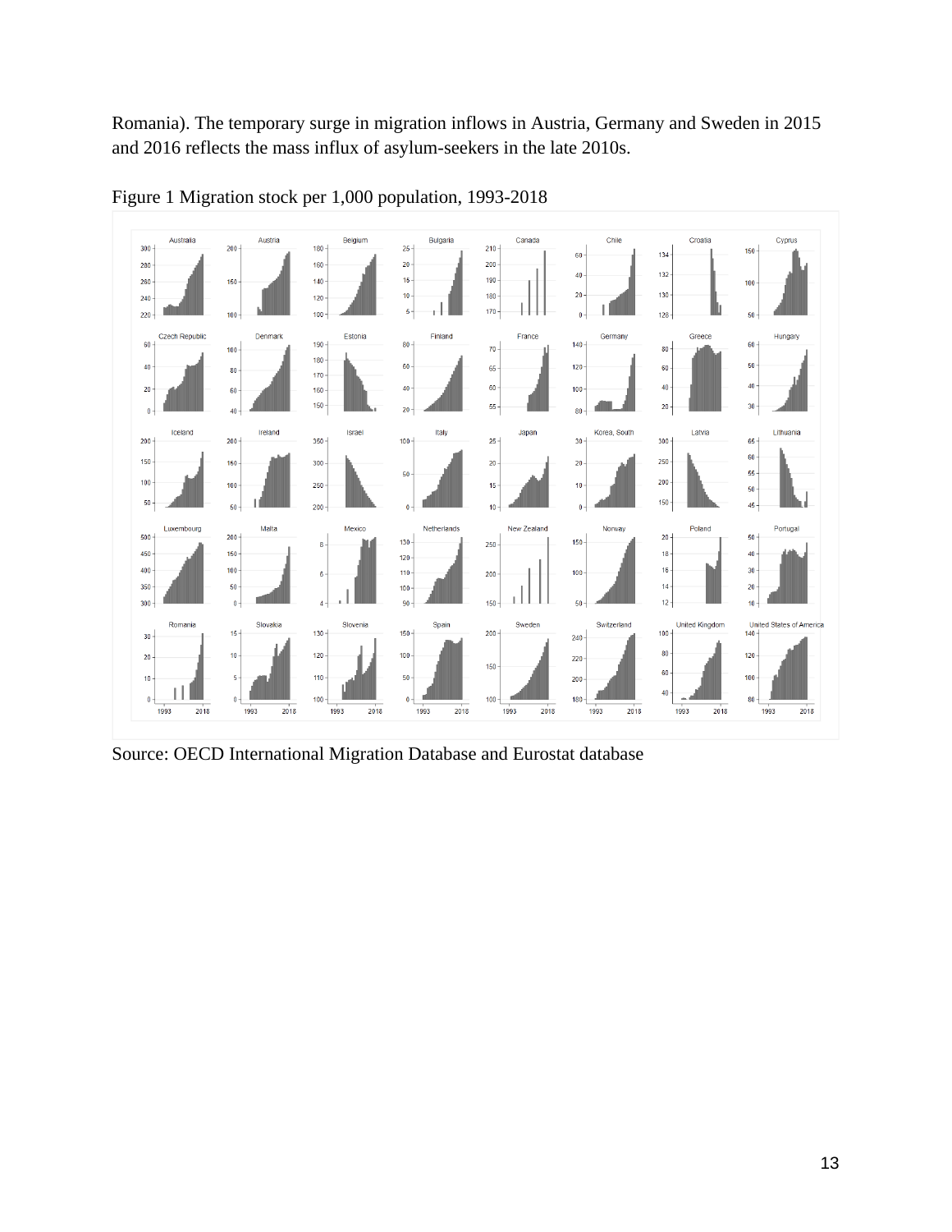Romania). The temporary surge in migration inflows in Austria, Germany and Sweden in 2015 and 2016 reflects the mass influx of asylum-seekers in the late 2010s.

Figure 1 Migration stock per 1,000 population, 1993-2018

Source: OECD International Migration Database and Eurostat database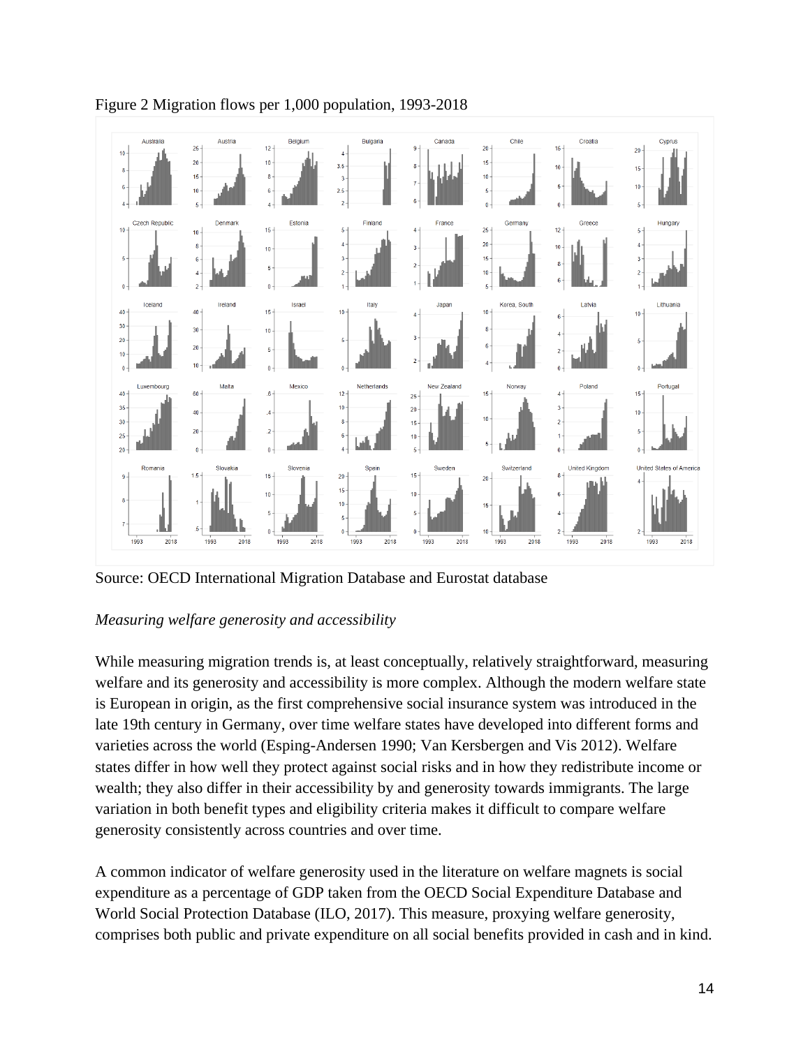Figure 2 Migration flows per 1,000 population, 1993-2018

Source: OECD International Migration Database and Eurostat database

*Measuring welfare generosity and accessibility*

While measuring migration trends is, at least conceptually, relatively straightforward, measuring welfare and its generosity and accessibility is more complex. Although the modern welfare state is European in origin, as the first comprehensive social insurance system was introduced in the late 19th century in Germany, over time welfare states have developed into different forms and varieties across the world (Esping-Andersen 1990; Van Kersbergen and Vis 2012). Welfare states differ in how well they protect against social risks and in how they redistribute income or wealth; they also differ in their accessibility by and generosity towards immigrants. The large variation in both benefit types and eligibility criteria makes it difficult to compare welfare generosity consistently across countries and over time.

A common indicator of welfare generosity used in the literature on welfare magnets is social expenditure as a percentage of GDP taken from the OECD Social Expenditure Database and World Social Protection Database (ILO, 2017). This measure, proxying welfare generosity, comprises both public and private expenditure on all social benefits provided in cash and in kind.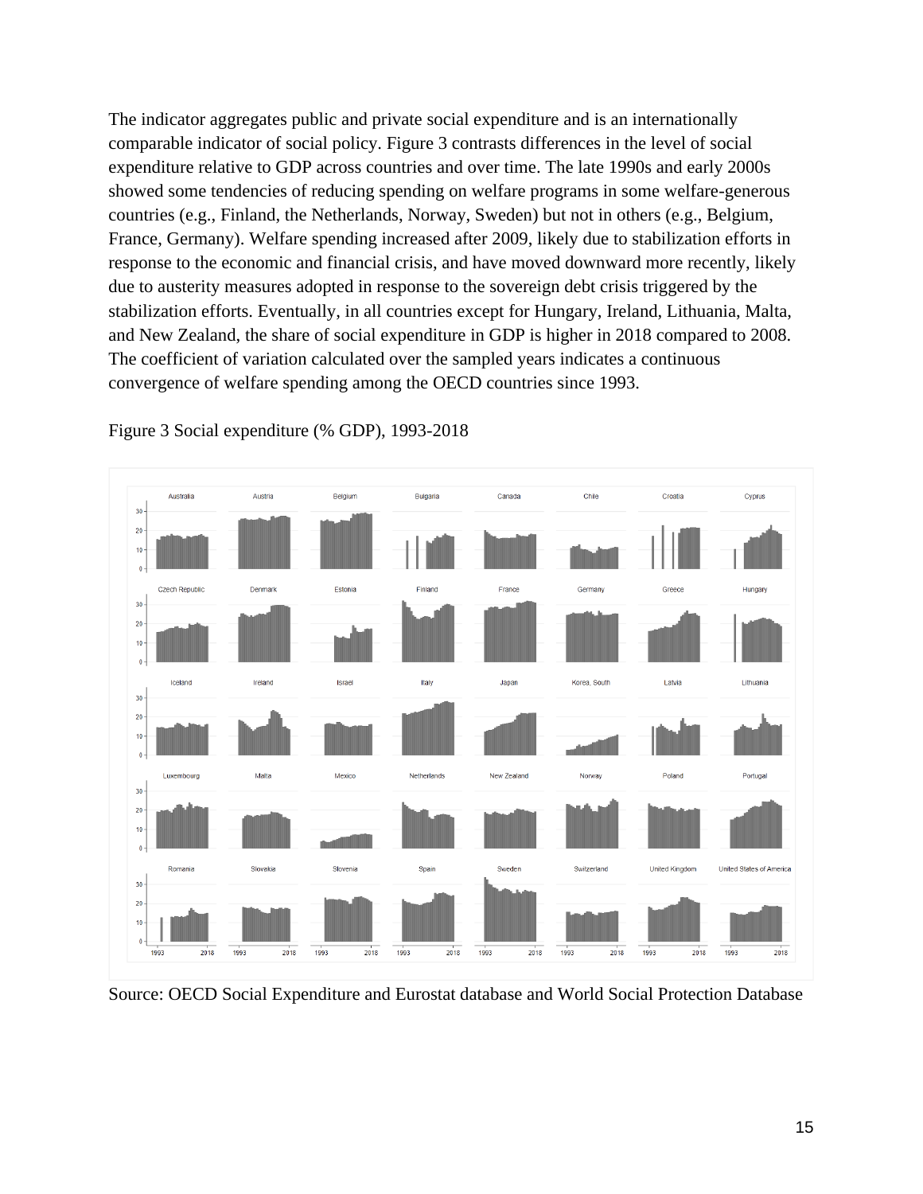The indicator aggregates public and private social expenditure and is an internationally comparable indicator of social policy. Figure 3 contrasts differences in the level of social expenditure relative to GDP across countries and over time. The late 1990s and early 2000s showed some tendencies of reducing spending on welfare programs in some welfare-generous countries (e.g., Finland, the Netherlands, Norway, Sweden) but not in others (e.g., Belgium, France, Germany). Welfare spending increased after 2009, likely due to stabilization efforts in response to the economic and financial crisis, and have moved downward more recently, likely due to austerity measures adopted in response to the sovereign debt crisis triggered by the stabilization efforts. Eventually, in all countries except for Hungary, Ireland, Lithuania, Malta, and New Zealand, the share of social expenditure in GDP is higher in 2018 compared to 2008. The coefficient of variation calculated over the sampled years indicates a continuous convergence of welfare spending among the OECD countries since 1993.

Figure 3 Social expenditure (% GDP), 1993-2018

Source: OECD Social Expenditure and Eurostat database and World Social Protection Database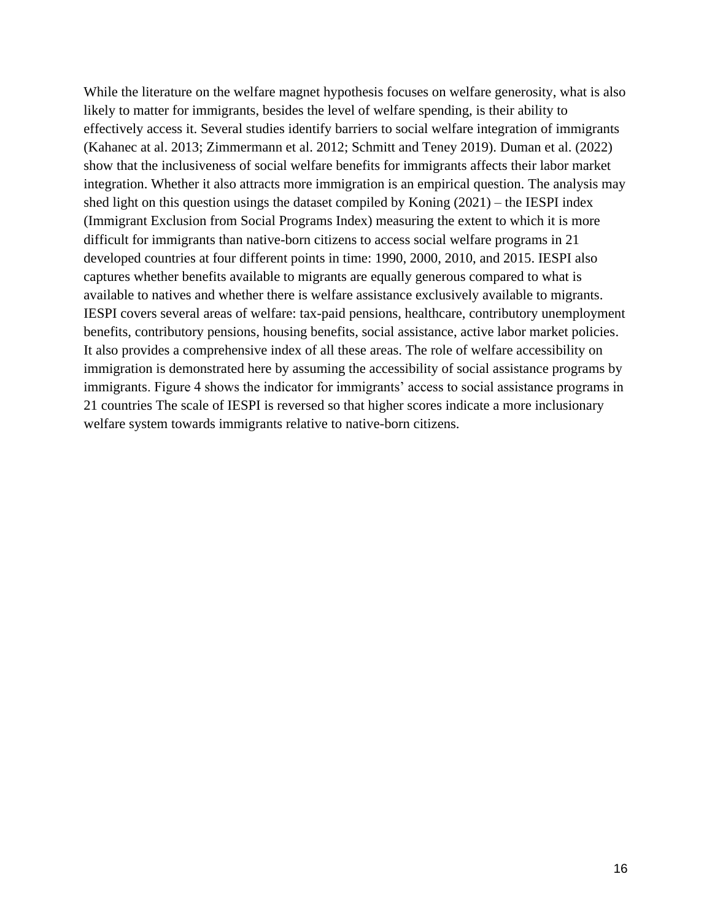While the literature on the welfare magnet hypothesis focuses on welfare generosity, what is also likely to matter for immigrants, besides the level of welfare spending, is their ability to effectively access it. Several studies identify barriers to social welfare integration of immigrants (Kahanec at al. 2013; Zimmermann et al. 2012; Schmitt and Teney 2019). Duman et al. (2022) show that the inclusiveness of social welfare benefits for immigrants affects their labor market integration. Whether it also attracts more immigration is an empirical question. The analysis may shed light on this question usings the dataset compiled by Koning (2021) – the IESPI index (Immigrant Exclusion from Social Programs Index) measuring the extent to which it is more difficult for immigrants than native-born citizens to access social welfare programs in 21 developed countries at four different points in time: 1990, 2000, 2010, and 2015. IESPI also captures whether benefits available to migrants are equally generous compared to what is available to natives and whether there is welfare assistance exclusively available to migrants. IESPI covers several areas of welfare: tax-paid pensions, healthcare, contributory unemployment benefits, contributory pensions, housing benefits, social assistance, active labor market policies. It also provides a comprehensive index of all these areas. The role of welfare accessibility on immigration is demonstrated here by assuming the accessibility of social assistance programs by immigrants. Figure 4 shows the indicator for immigrants' access to social assistance programs in 21 countries The scale of IESPI is reversed so that higher scores indicate a more inclusionary welfare system towards immigrants relative to native-born citizens.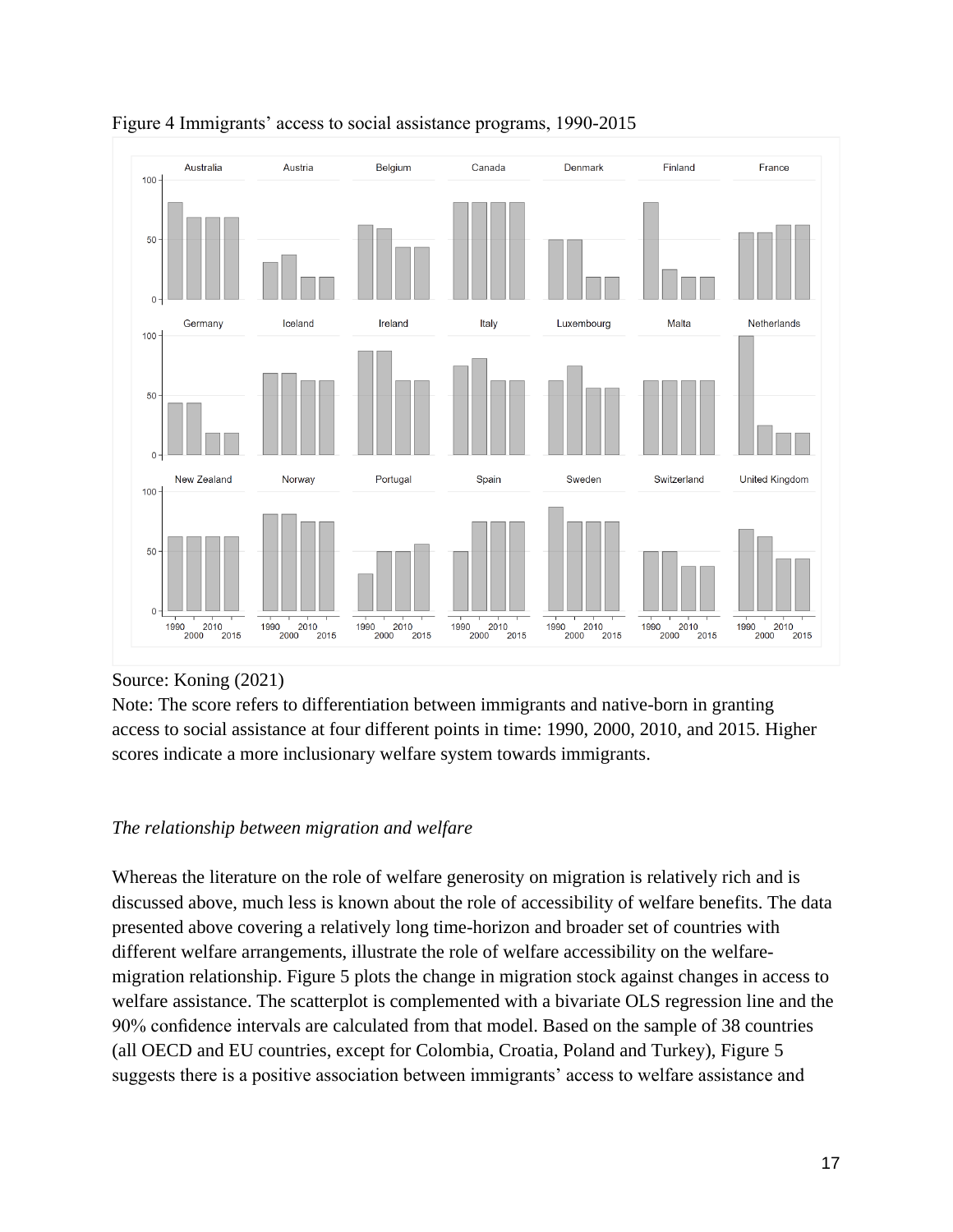Figure 4 Immigrants' access to social assistance programs, 1990-2015

Source: Koning (2021)

Note: The score refers to differentiation between immigrants and native-born in granting access to social assistance at four different points in time: 1990, 2000, 2010, and 2015. Higher scores indicate a more inclusionary welfare system towards immigrants.

*The relationship between migration and welfare*

Whereas the literature on the role of welfare generosity on migration is relatively rich and is discussed above, much less is known about the role of accessibility of welfare benefits. The data presented above covering a relatively long time-horizon and broader set of countries with different welfare arrangements, illustrate the role of welfare accessibility on the welfare-migration relationship. Figure 5 plots the change in migration stock against changes in access to welfare assistance. The scatterplot is complemented with a bivariate OLS regression line and the 90% confidence intervals are calculated from that model. Based on the sample of 38 countries (all OECD and EU countries, except for Colombia, Croatia, Poland and Turkey), Figure 5 suggests there is a positive association between immigrants' access to welfare assistance and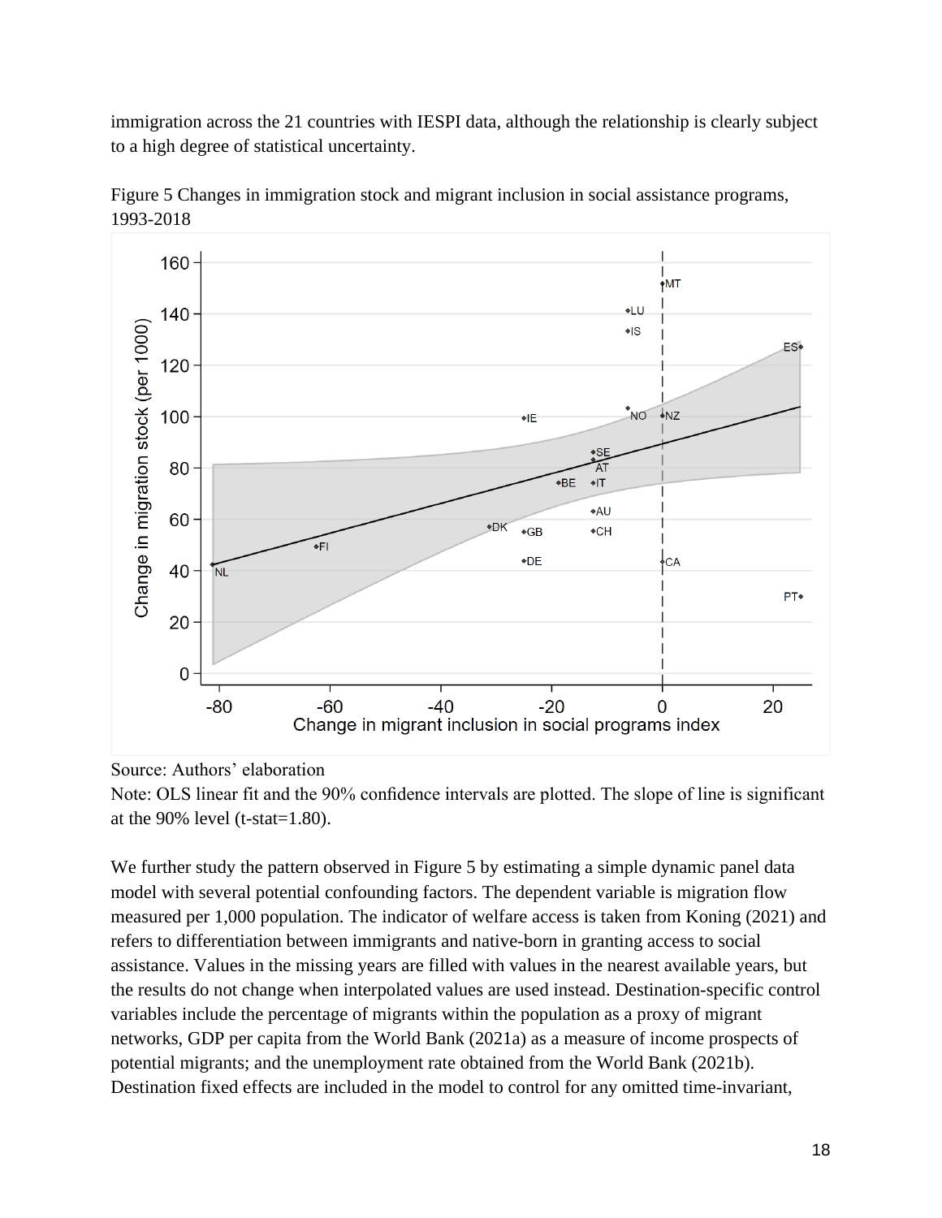immigration across the 21 countries with IESPI data, although the relationship is clearly subject to a high degree of statistical uncertainty.

Figure 5 Changes in immigration stock and migrant inclusion in social assistance programs, 1993-2018

Source: Authors' elaboration

Note: OLS linear fit and the 90% confidence intervals are plotted. The slope of line is significant at the 90% level (t-stat=1.80).

We further study the pattern observed in Figure 5 by estimating a simple dynamic panel data model with several potential confounding factors. The dependent variable is migration flow measured per 1,000 population. The indicator of welfare access is taken from Koning (2021) and refers to differentiation between immigrants and native-born in granting access to social assistance. Values in the missing years are filled with values in the nearest available years, but the results do not change when interpolated values are used instead. Destination-specific control variables include the percentage of migrants within the population as a proxy of migrant networks, GDP per capita from the World Bank (2021a) as a measure of income prospects of potential migrants; and the unemployment rate obtained from the World Bank (2021b). Destination fixed effects are included in the model to control for any omitted time-invariant,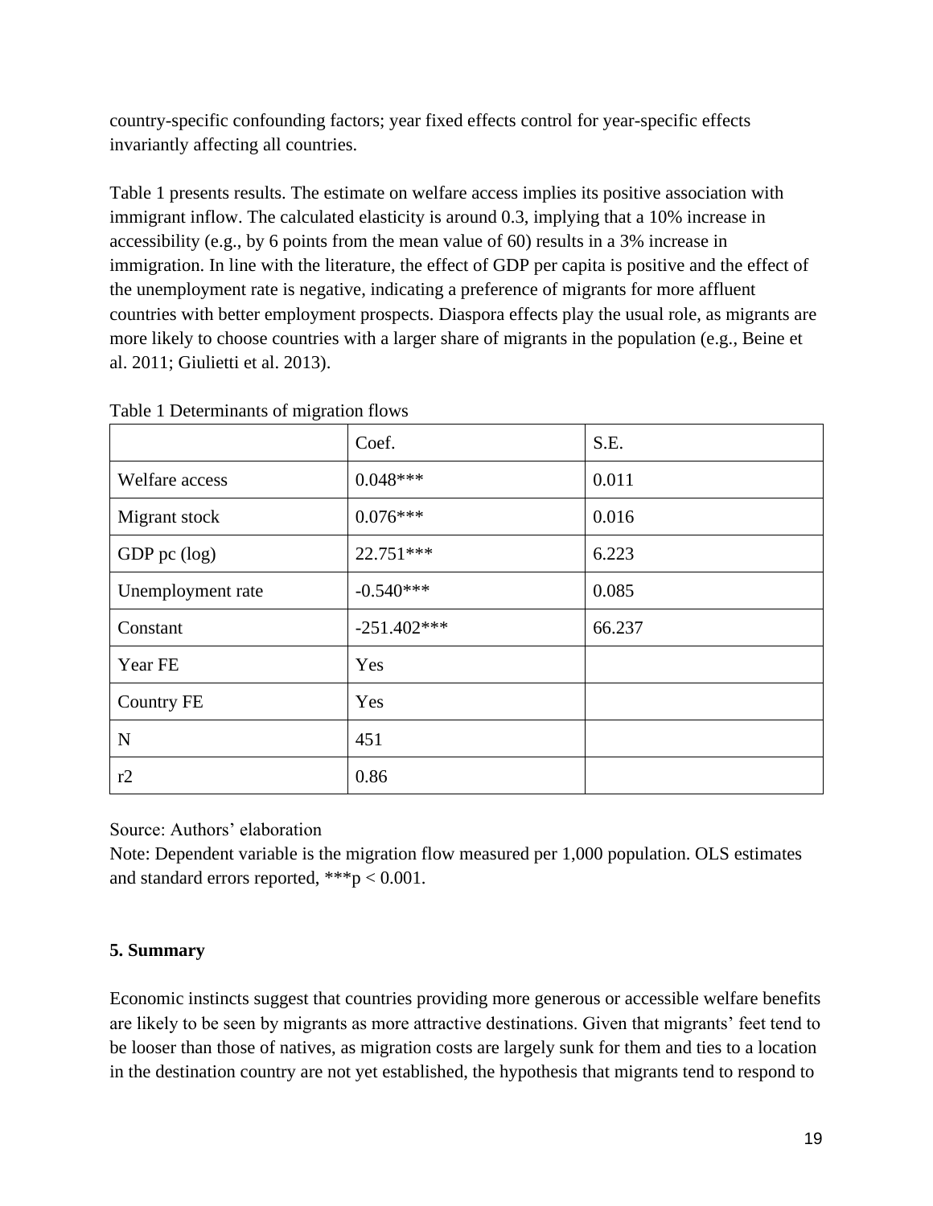country-specific confounding factors; year fixed effects control for year-specific effects invariantly affecting all countries.

Table 1 presents results. The estimate on welfare access implies its positive association with immigrant inflow. The calculated elasticity is around 0.3, implying that a 10% increase in accessibility (e.g., by 6 points from the mean value of 60) results in a 3% increase in immigration. In line with the literature, the effect of GDP per capita is positive and the effect of the unemployment rate is negative, indicating a preference of migrants for more affluent countries with better employment prospects. Diaspora effects play the usual role, as migrants are more likely to choose countries with a larger share of migrants in the population (e.g., Beine et al. 2011; Giulietti et al. 2013).

Table 1 Determinants of migration flows

| | Coef. | S.E. |
|---|---|---|
| Welfare access | 0.048*** | 0.011 |
| Migrant stock | 0.076*** | 0.016 |
| GDP pc (log) | 22.751*** | 6.223 |
| Unemployment rate | -0.540*** | 0.085 |
| Constant | -251.402*** | 66.237 |
| Year FE | Yes | |
| Country FE | Yes | |
| N | 451 | |
| r2 | 0.86 | |

Source: Authors' elaboration

Note: Dependent variable is the migration flow measured per 1,000 population. OLS estimates and standard errors reported, ***$p < 0.001$.

## 5. Summary

Economic instincts suggest that countries providing more generous or accessible welfare benefits are likely to be seen by migrants as more attractive destinations. Given that migrants' feet tend to be looser than those of natives, as migration costs are largely sunk for them and ties to a location in the destination country are not yet established, the hypothesis that migrants tend to respond to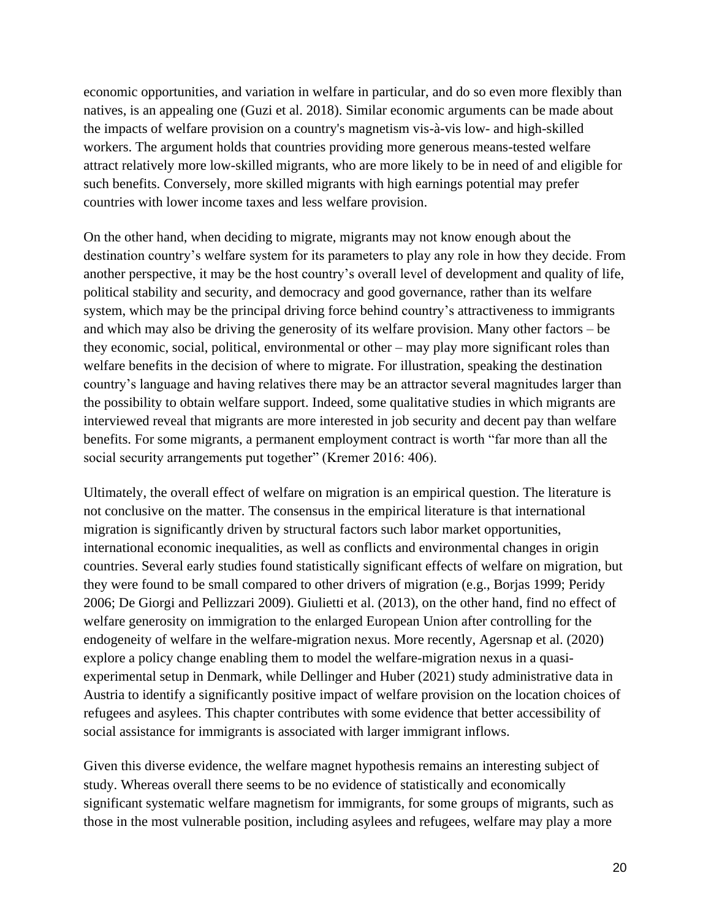economic opportunities, and variation in welfare in particular, and do so even more flexibly than natives, is an appealing one (Guzi et al. 2018). Similar economic arguments can be made about the impacts of welfare provision on a country's magnetism vis-à-vis low- and high-skilled workers. The argument holds that countries providing more generous means-tested welfare attract relatively more low-skilled migrants, who are more likely to be in need of and eligible for such benefits. Conversely, more skilled migrants with high earnings potential may prefer countries with lower income taxes and less welfare provision.

On the other hand, when deciding to migrate, migrants may not know enough about the destination country's welfare system for its parameters to play any role in how they decide. From another perspective, it may be the host country's overall level of development and quality of life, political stability and security, and democracy and good governance, rather than its welfare system, which may be the principal driving force behind country's attractiveness to immigrants and which may also be driving the generosity of its welfare provision. Many other factors – be they economic, social, political, environmental or other – may play more significant roles than welfare benefits in the decision of where to migrate. For illustration, speaking the destination country's language and having relatives there may be an attractor several magnitudes larger than the possibility to obtain welfare support. Indeed, some qualitative studies in which migrants are interviewed reveal that migrants are more interested in job security and decent pay than welfare benefits. For some migrants, a permanent employment contract is worth "far more than all the social security arrangements put together" (Kremer 2016: 406).

Ultimately, the overall effect of welfare on migration is an empirical question. The literature is not conclusive on the matter. The consensus in the empirical literature is that international migration is significantly driven by structural factors such labor market opportunities, international economic inequalities, as well as conflicts and environmental changes in origin countries. Several early studies found statistically significant effects of welfare on migration, but they were found to be small compared to other drivers of migration (e.g., Borjas 1999; Peridy 2006; De Giorgi and Pellizzari 2009). Giulietti et al. (2013), on the other hand, find no effect of welfare generosity on immigration to the enlarged European Union after controlling for the endogeneity of welfare in the welfare-migration nexus. More recently, Agersnap et al. (2020) explore a policy change enabling them to model the welfare-migration nexus in a quasi-experimental setup in Denmark, while Dellinger and Huber (2021) study administrative data in Austria to identify a significantly positive impact of welfare provision on the location choices of refugees and asylees. This chapter contributes with some evidence that better accessibility of social assistance for immigrants is associated with larger immigrant inflows.

Given this diverse evidence, the welfare magnet hypothesis remains an interesting subject of study. Whereas overall there seems to be no evidence of statistically and economically significant systematic welfare magnetism for immigrants, for some groups of migrants, such as those in the most vulnerable position, including asylees and refugees, welfare may play a more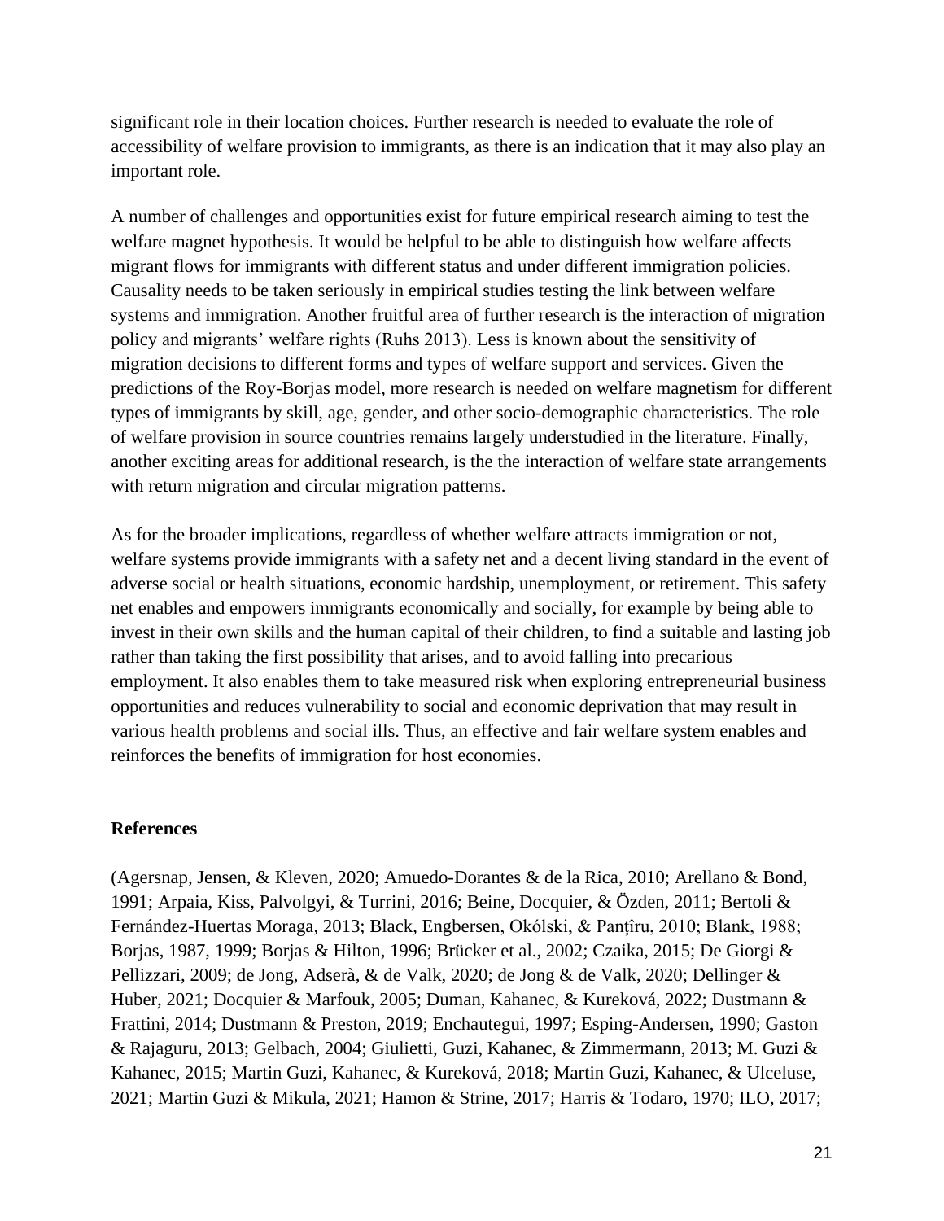significant role in their location choices. Further research is needed to evaluate the role of accessibility of welfare provision to immigrants, as there is an indication that it may also play an important role.

A number of challenges and opportunities exist for future empirical research aiming to test the welfare magnet hypothesis. It would be helpful to be able to distinguish how welfare affects migrant flows for immigrants with different status and under different immigration policies. Causality needs to be taken seriously in empirical studies testing the link between welfare systems and immigration. Another fruitful area of further research is the interaction of migration policy and migrants' welfare rights (Ruhs 2013). Less is known about the sensitivity of migration decisions to different forms and types of welfare support and services. Given the predictions of the Roy-Borjas model, more research is needed on welfare magnetism for different types of immigrants by skill, age, gender, and other socio-demographic characteristics. The role of welfare provision in source countries remains largely understudied in the literature. Finally, another exciting areas for additional research, is the the interaction of welfare state arrangements with return migration and circular migration patterns.

As for the broader implications, regardless of whether welfare attracts immigration or not, welfare systems provide immigrants with a safety net and a decent living standard in the event of adverse social or health situations, economic hardship, unemployment, or retirement. This safety net enables and empowers immigrants economically and socially, for example by being able to invest in their own skills and the human capital of their children, to find a suitable and lasting job rather than taking the first possibility that arises, and to avoid falling into precarious employment. It also enables them to take measured risk when exploring entrepreneurial business opportunities and reduces vulnerability to social and economic deprivation that may result in various health problems and social ills. Thus, an effective and fair welfare system enables and reinforces the benefits of immigration for host economies.

**References**

(Agersnap, Jensen, & Kleven, 2020; Amuedo-Dorantes & de la Rica, 2010; Arellano & Bond, 1991; Arpaia, Kiss, Palvolgyi, & Turrini, 2016; Beine, Docquier, & Özden, 2011; Bertoli & Fernández-Huertas Moraga, 2013; Black, Engbersen, Okólski, & Panţîru, 2010; Blank, 1988; Borjas, 1987, 1999; Borjas & Hilton, 1996; Brücker et al., 2002; Czaika, 2015; De Giorgi & Pellizzari, 2009; de Jong, Adserà, & de Valk, 2020; de Jong & de Valk, 2020; Dellinger & Huber, 2021; Docquier & Marfouk, 2005; Duman, Kahanec, & Kureková, 2022; Dustmann & Frattini, 2014; Dustmann & Preston, 2019; Enchautegui, 1997; Esping-Andersen, 1990; Gaston & Rajaguru, 2013; Gelbach, 2004; Giulietti, Guzi, Kahanec, & Zimmermann, 2013; M. Guzi & Kahanec, 2015; Martin Guzi, Kahanec, & Kureková, 2018; Martin Guzi, Kahanec, & Ulceluse, 2021; Martin Guzi & Mikula, 2021; Hamon & Strine, 2017; Harris & Todaro, 1970; ILO, 2017;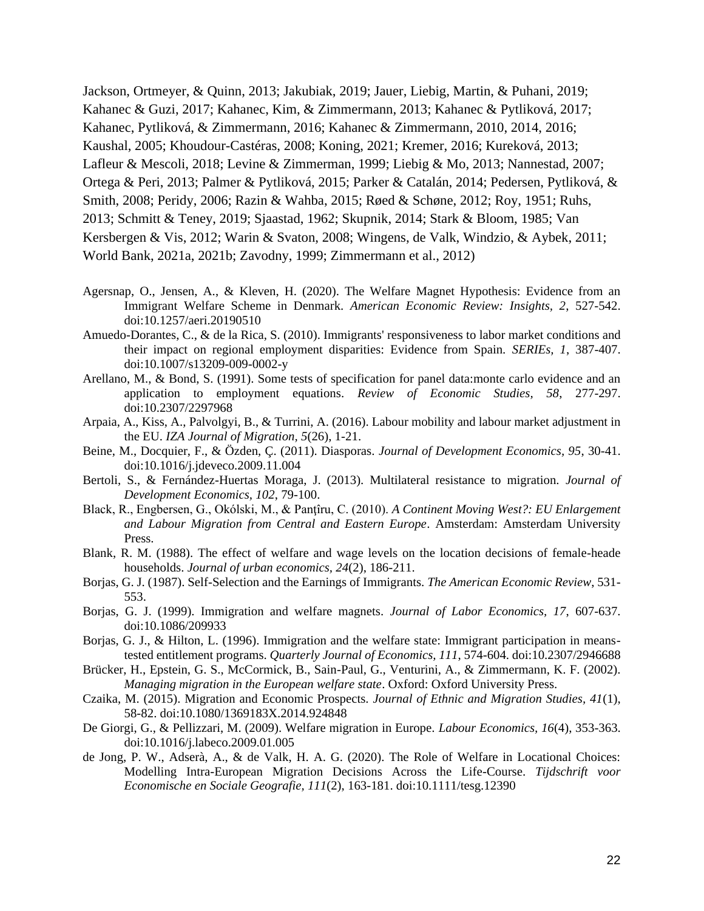Jackson, Ortmeyer, & Quinn, 2013; Jakubiak, 2019; Jauer, Liebig, Martin, & Puhani, 2019; Kahanec & Guzi, 2017; Kahanec, Kim, & Zimmermann, 2013; Kahanec & Pytliková, 2017; Kahanec, Pytliková, & Zimmermann, 2016; Kahanec & Zimmermann, 2010, 2014, 2016; Kaushal, 2005; Khoudour-Castéras, 2008; Koning, 2021; Kremer, 2016; Kureková, 2013; Lafleur & Mescoli, 2018; Levine & Zimmerman, 1999; Liebig & Mo, 2013; Nannestad, 2007; Ortega & Peri, 2013; Palmer & Pytliková, 2015; Parker & Catalán, 2014; Pedersen, Pytliková, & Smith, 2008; Peridy, 2006; Razin & Wahba, 2015; Røed & Schøne, 2012; Roy, 1951; Ruhs, 2013; Schmitt & Teney, 2019; Sjaastad, 1962; Skupnik, 2014; Stark & Bloom, 1985; Van Kersbergen & Vis, 2012; Warin & Svaton, 2008; Wingens, de Valk, Windzio, & Aybek, 2011; World Bank, 2021a, 2021b; Zavodny, 1999; Zimmermann et al., 2012)

Agersnap, O., Jensen, A., & Kleven, H. (2020). The Welfare Magnet Hypothesis: Evidence from an Immigrant Welfare Scheme in Denmark. *American Economic Review: Insights, 2*, 527-542. doi:10.1257/aeri.20190510

Amuedo-Dorantes, C., & de la Rica, S. (2010). Immigrants' responsiveness to labor market conditions and their impact on regional employment disparities: Evidence from Spain. *SERIEs, 1*, 387-407. doi:10.1007/s13209-009-0002-y

Arellano, M., & Bond, S. (1991). Some tests of specification for panel data:monte carlo evidence and an application to employment equations. *Review of Economic Studies, 58*, 277-297. doi:10.2307/2297968

Arpaia, A., Kiss, A., Palvolgyi, B., & Turrini, A. (2016). Labour mobility and labour market adjustment in the EU. *IZA Journal of Migration, 5*(26), 1-21.

Beine, M., Docquier, F., & Özden, Ç. (2011). Diasporas. *Journal of Development Economics, 95*, 30-41. doi:10.1016/j.jdeveco.2009.11.004

Bertoli, S., & Fernández-Huertas Moraga, J. (2013). Multilateral resistance to migration. *Journal of Development Economics, 102*, 79-100.

Black, R., Engbersen, G., Okólski, M., & Panţîru, C. (2010). *A Continent Moving West?: EU Enlargement and Labour Migration from Central and Eastern Europe*. Amsterdam: Amsterdam University Press.

Blank, R. M. (1988). The effect of welfare and wage levels on the location decisions of female-heade households. *Journal of urban economics, 24*(2), 186-211.

Borjas, G. J. (1987). Self-Selection and the Earnings of Immigrants. *The American Economic Review*, 531-553.

Borjas, G. J. (1999). Immigration and welfare magnets. *Journal of Labor Economics, 17*, 607-637. doi:10.1086/209933

Borjas, G. J., & Hilton, L. (1996). Immigration and the welfare state: Immigrant participation in means-tested entitlement programs. *Quarterly Journal of Economics, 111*, 574-604. doi:10.2307/2946688

Brücker, H., Epstein, G. S., McCormick, B., Sain-Paul, G., Venturini, A., & Zimmermann, K. F. (2002). *Managing migration in the European welfare state*. Oxford: Oxford University Press.

Czaika, M. (2015). Migration and Economic Prospects. *Journal of Ethnic and Migration Studies, 41*(1), 58-82. doi:10.1080/1369183X.2014.924848

De Giorgi, G., & Pellizzari, M. (2009). Welfare migration in Europe. *Labour Economics, 16*(4), 353-363. doi:10.1016/j.labeco.2009.01.005

de Jong, P. W., Adserà, A., & de Valk, H. A. G. (2020). The Role of Welfare in Locational Choices: Modelling Intra-European Migration Decisions Across the Life-Course. *Tijdschrift voor Economische en Sociale Geografie, 111*(2), 163-181. doi:10.1111/tesg.12390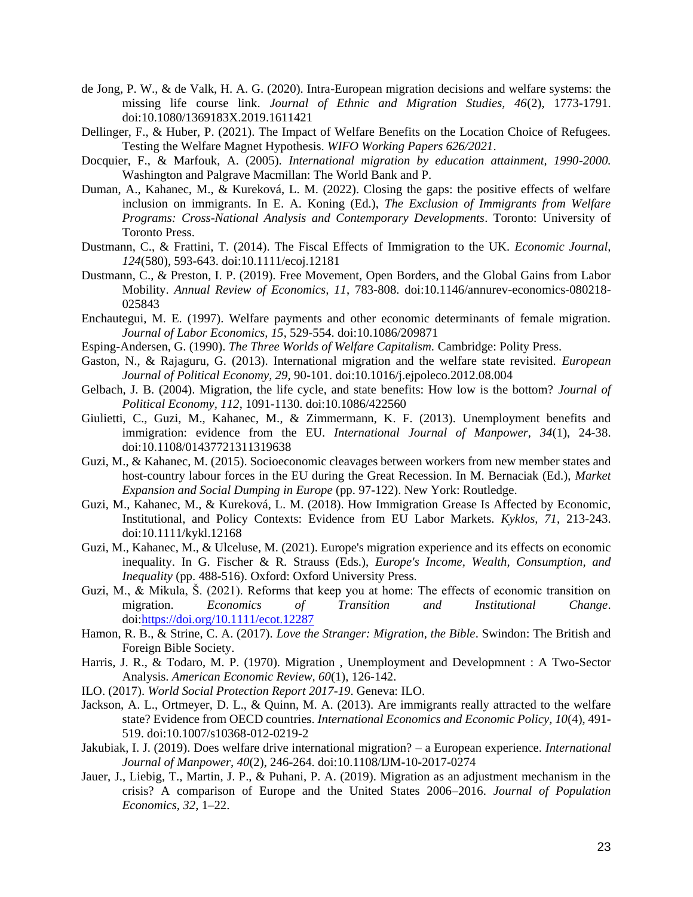de Jong, P. W., & de Valk, H. A. G. (2020). Intra-European migration decisions and welfare systems: the missing life course link. *Journal of Ethnic and Migration Studies, 46*(2), 1773-1791. doi:10.1080/1369183X.2019.1611421

Dellinger, F., & Huber, P. (2021). The Impact of Welfare Benefits on the Location Choice of Refugees. Testing the Welfare Magnet Hypothesis. *WIFO Working Papers 626/2021*.

Docquier, F., & Marfouk, A. (2005). *International migration by education attainment, 1990-2000.* Washington and Palgrave Macmillan: The World Bank and P.

Duman, A., Kahanec, M., & Kureková, L. M. (2022). Closing the gaps: the positive effects of welfare inclusion on immigrants. In E. A. Koning (Ed.), *The Exclusion of Immigrants from Welfare Programs: Cross-National Analysis and Contemporary Developments*. Toronto: University of Toronto Press.

Dustmann, C., & Frattini, T. (2014). The Fiscal Effects of Immigration to the UK. *Economic Journal, 124*(580), 593-643. doi:10.1111/ecoj.12181

Dustmann, C., & Preston, I. P. (2019). Free Movement, Open Borders, and the Global Gains from Labor Mobility. *Annual Review of Economics, 11*, 783-808. doi:10.1146/annurev-economics-080218-025843

Enchautegui, M. E. (1997). Welfare payments and other economic determinants of female migration. *Journal of Labor Economics, 15*, 529-554. doi:10.1086/209871

Esping-Andersen, G. (1990). *The Three Worlds of Welfare Capitalism.* Cambridge: Polity Press.

Gaston, N., & Rajaguru, G. (2013). International migration and the welfare state revisited. *European Journal of Political Economy, 29*, 90-101. doi:10.1016/j.ejpoleco.2012.08.004

Gelbach, J. B. (2004). Migration, the life cycle, and state benefits: How low is the bottom? *Journal of Political Economy, 112*, 1091-1130. doi:10.1086/422560

Giulietti, C., Guzi, M., Kahanec, M., & Zimmermann, K. F. (2013). Unemployment benefits and immigration: evidence from the EU. *International Journal of Manpower, 34*(1), 24-38. doi:10.1108/01437721311319638

Guzi, M., & Kahanec, M. (2015). Socioeconomic cleavages between workers from new member states and host-country labour forces in the EU during the Great Recession. In M. Bernaciak (Ed.), *Market Expansion and Social Dumping in Europe* (pp. 97-122). New York: Routledge.

Guzi, M., Kahanec, M., & Kureková, L. M. (2018). How Immigration Grease Is Affected by Economic, Institutional, and Policy Contexts: Evidence from EU Labor Markets. *Kyklos, 71*, 213-243. doi:10.1111/kykl.12168

Guzi, M., Kahanec, M., & Ulceluse, M. (2021). Europe's migration experience and its effects on economic inequality. In G. Fischer & R. Strauss (Eds.), *Europe's Income, Wealth, Consumption, and Inequality* (pp. 488-516). Oxford: Oxford University Press.

Guzi, M., & Mikula, Š. (2021). Reforms that keep you at home: The effects of economic transition on migration. *Economics of Transition and Institutional Change*. doi:https://doi.org/10.1111/ecot.12287

Hamon, R. B., & Strine, C. A. (2017). *Love the Stranger: Migration, the Bible*. Swindon: The British and Foreign Bible Society.

Harris, J. R., & Todaro, M. P. (1970). Migration , Unemployment and Developmnent : A Two-Sector Analysis. *American Economic Review, 60*(1), 126-142.

ILO. (2017). *World Social Protection Report 2017-19*. Geneva: ILO.

Jackson, A. L., Ortmeyer, D. L., & Quinn, M. A. (2013). Are immigrants really attracted to the welfare state? Evidence from OECD countries. *International Economics and Economic Policy, 10*(4), 491-519. doi:10.1007/s10368-012-0219-2

Jakubiak, I. J. (2019). Does welfare drive international migration? – a European experience. *International Journal of Manpower, 40*(2), 246-264. doi:10.1108/IJM-10-2017-0274

Jauer, J., Liebig, T., Martin, J. P., & Puhani, P. A. (2019). Migration as an adjustment mechanism in the crisis? A comparison of Europe and the United States 2006–2016. *Journal of Population Economics, 32*, 1–22.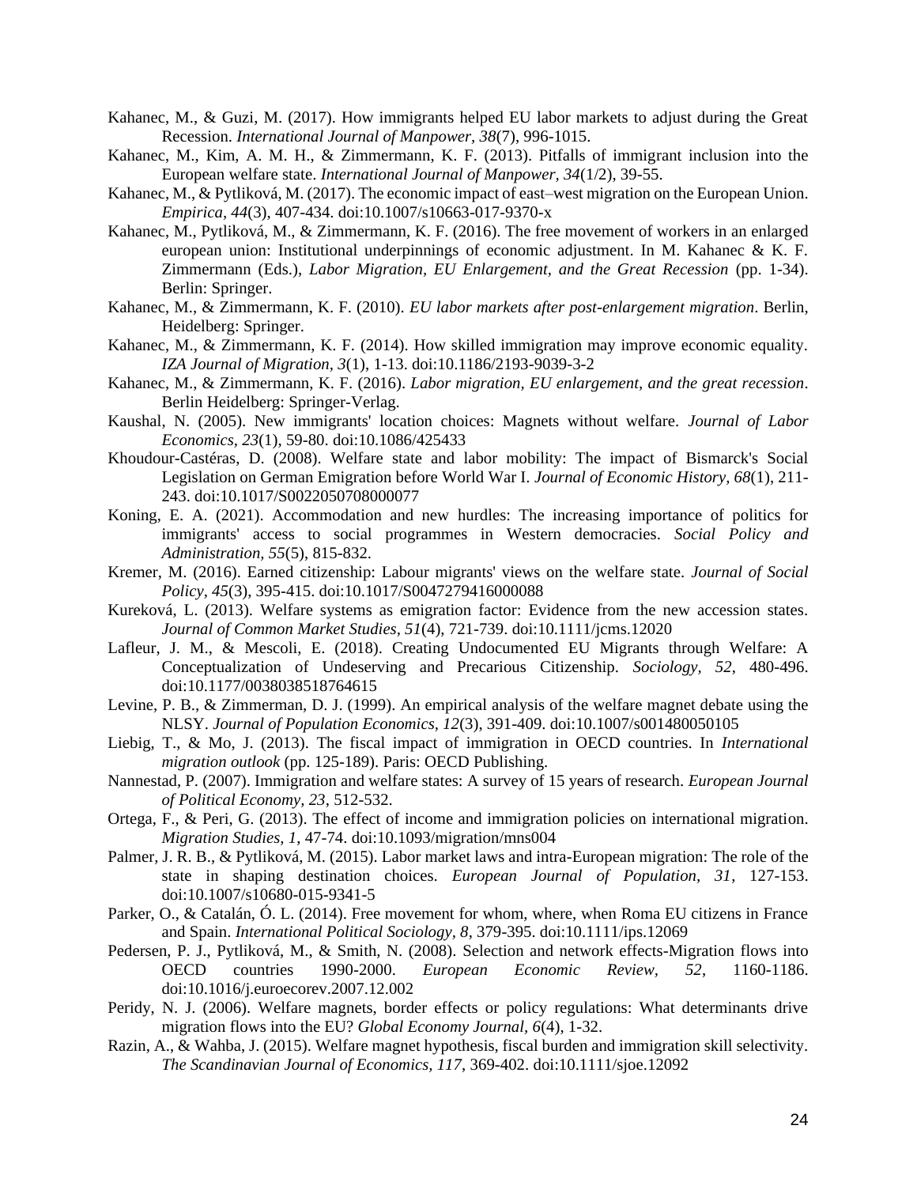Kahanec, M., & Guzi, M. (2017). How immigrants helped EU labor markets to adjust during the Great Recession. *International Journal of Manpower, 38*(7), 996-1015.

Kahanec, M., Kim, A. M. H., & Zimmermann, K. F. (2013). Pitfalls of immigrant inclusion into the European welfare state. *International Journal of Manpower, 34*(1/2), 39-55.

Kahanec, M., & Pytliková, M. (2017). The economic impact of east–west migration on the European Union. *Empirica, 44*(3), 407-434. doi:10.1007/s10663-017-9370-x

Kahanec, M., Pytliková, M., & Zimmermann, K. F. (2016). The free movement of workers in an enlarged european union: Institutional underpinnings of economic adjustment. In M. Kahanec & K. F. Zimmermann (Eds.), *Labor Migration, EU Enlargement, and the Great Recession* (pp. 1-34). Berlin: Springer.

Kahanec, M., & Zimmermann, K. F. (2010). *EU labor markets after post-enlargement migration*. Berlin, Heidelberg: Springer.

Kahanec, M., & Zimmermann, K. F. (2014). How skilled immigration may improve economic equality. *IZA Journal of Migration, 3*(1), 1-13. doi:10.1186/2193-9039-3-2

Kahanec, M., & Zimmermann, K. F. (2016). *Labor migration, EU enlargement, and the great recession*. Berlin Heidelberg: Springer-Verlag.

Kaushal, N. (2005). New immigrants' location choices: Magnets without welfare. *Journal of Labor Economics, 23*(1), 59-80. doi:10.1086/425433

Khoudour-Castéras, D. (2008). Welfare state and labor mobility: The impact of Bismarck's Social Legislation on German Emigration before World War I. *Journal of Economic History, 68*(1), 211-243. doi:10.1017/S0022050708000077

Koning, E. A. (2021). Accommodation and new hurdles: The increasing importance of politics for immigrants' access to social programmes in Western democracies. *Social Policy and Administration, 55*(5), 815-832.

Kremer, M. (2016). Earned citizenship: Labour migrants' views on the welfare state. *Journal of Social Policy, 45*(3), 395-415. doi:10.1017/S0047279416000088

Kureková, L. (2013). Welfare systems as emigration factor: Evidence from the new accession states. *Journal of Common Market Studies, 51*(4), 721-739. doi:10.1111/jcms.12020

Lafleur, J. M., & Mescoli, E. (2018). Creating Undocumented EU Migrants through Welfare: A Conceptualization of Undeserving and Precarious Citizenship. *Sociology, 52*, 480-496. doi:10.1177/0038038518764615

Levine, P. B., & Zimmerman, D. J. (1999). An empirical analysis of the welfare magnet debate using the NLSY. *Journal of Population Economics, 12*(3), 391-409. doi:10.1007/s001480050105

Liebig, T., & Mo, J. (2013). The fiscal impact of immigration in OECD countries. In *International migration outlook* (pp. 125-189). Paris: OECD Publishing.

Nannestad, P. (2007). Immigration and welfare states: A survey of 15 years of research. *European Journal of Political Economy, 23*, 512-532.

Ortega, F., & Peri, G. (2013). The effect of income and immigration policies on international migration. *Migration Studies, 1*, 47-74. doi:10.1093/migration/mns004

Palmer, J. R. B., & Pytliková, M. (2015). Labor market laws and intra-European migration: The role of the state in shaping destination choices. *European Journal of Population, 31*, 127-153. doi:10.1007/s10680-015-9341-5

Parker, O., & Catalán, Ó. L. (2014). Free movement for whom, where, when Roma EU citizens in France and Spain. *International Political Sociology, 8*, 379-395. doi:10.1111/ips.12069

Pedersen, P. J., Pytliková, M., & Smith, N. (2008). Selection and network effects-Migration flows into OECD countries 1990-2000. *European Economic Review, 52*, 1160-1186. doi:10.1016/j.euroecorev.2007.12.002

Peridy, N. J. (2006). Welfare magnets, border effects or policy regulations: What determinants drive migration flows into the EU? *Global Economy Journal, 6*(4), 1-32.

Razin, A., & Wahba, J. (2015). Welfare magnet hypothesis, fiscal burden and immigration skill selectivity. *The Scandinavian Journal of Economics, 117*, 369-402. doi:10.1111/sjoe.12092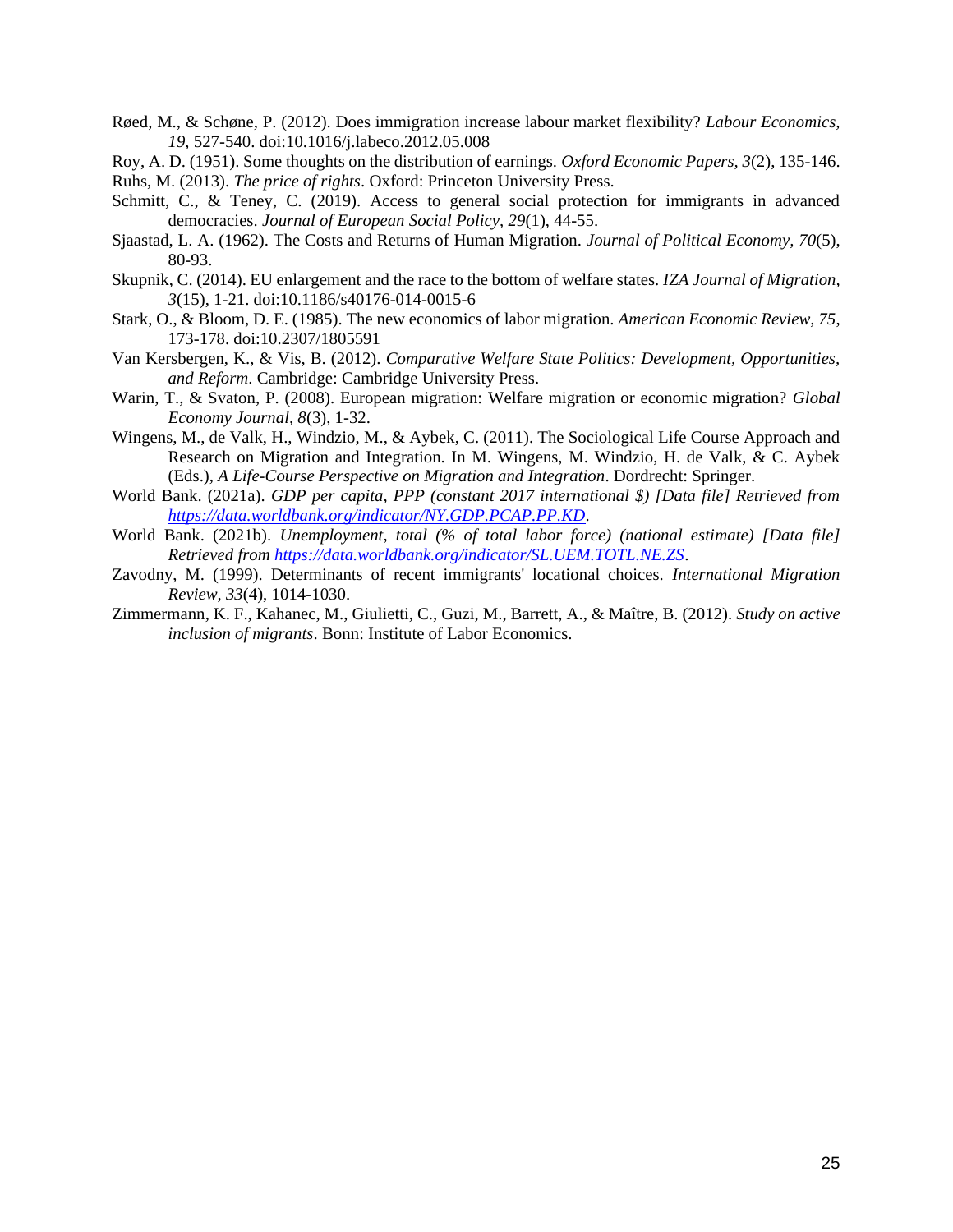Røed, M., & Schøne, P. (2012). Does immigration increase labour market flexibility? *Labour Economics, 19*, 527-540. doi:10.1016/j.labeco.2012.05.008

Roy, A. D. (1951). Some thoughts on the distribution of earnings. *Oxford Economic Papers, 3*(2), 135-146.

Ruhs, M. (2013). *The price of rights*. Oxford: Princeton University Press.

Schmitt, C., & Teney, C. (2019). Access to general social protection for immigrants in advanced democracies. *Journal of European Social Policy, 29*(1), 44-55.

Sjaastad, L. A. (1962). The Costs and Returns of Human Migration. *Journal of Political Economy, 70*(5), 80-93.

Skupnik, C. (2014). EU enlargement and the race to the bottom of welfare states. *IZA Journal of Migration, 3*(15), 1-21. doi:10.1186/s40176-014-0015-6

Stark, O., & Bloom, D. E. (1985). The new economics of labor migration. *American Economic Review, 75*, 173-178. doi:10.2307/1805591

Van Kersbergen, K., & Vis, B. (2012). *Comparative Welfare State Politics: Development, Opportunities, and Reform*. Cambridge: Cambridge University Press.

Warin, T., & Svaton, P. (2008). European migration: Welfare migration or economic migration? *Global Economy Journal, 8*(3), 1-32.

Wingens, M., de Valk, H., Windzio, M., & Aybek, C. (2011). The Sociological Life Course Approach and Research on Migration and Integration. In M. Wingens, M. Windzio, H. de Valk, & C. Aybek (Eds.), *A Life-Course Perspective on Migration and Integration*. Dordrecht: Springer.

World Bank. (2021a). *GDP per capita, PPP (constant 2017 international $) [Data file] Retrieved from https://data.worldbank.org/indicator/NY.GDP.PCAP.PP.KD*.

World Bank. (2021b). *Unemployment, total (% of total labor force) (national estimate) [Data file] Retrieved from https://data.worldbank.org/indicator/SL.UEM.TOTL.NE.ZS*.

Zavodny, M. (1999). Determinants of recent immigrants' locational choices. *International Migration Review, 33*(4), 1014-1030.

Zimmermann, K. F., Kahanec, M., Giulietti, C., Guzi, M., Barrett, A., & Maître, B. (2012). *Study on active inclusion of migrants*. Bonn: Institute of Labor Economics.